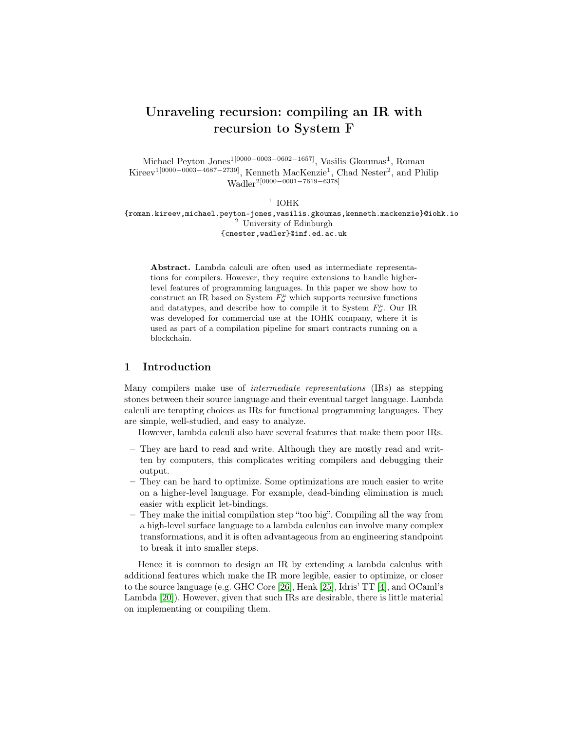# Unraveling recursion: compiling an IR with recursion to System F

Michael Peyton Jones[1][0000−0003−0602−1657], Vasilis Gkoumas[1], Roman Kireev[1][0000−0003−4687−2739], Kenneth MacKenzie[1], Chad Nester[2], and Philip Wadler[2][0000−0001−7619−6378]

[1] IOHK
{roman.kireev,michael.peyton-jones,vasilis.gkoumas,kenneth.mackenzie}@iohk.io
[2] University of Edinburgh
{cnester,wadler}@inf.ed.ac.uk

**Abstract.** Lambda calculi are often used as intermediate representations for compilers. However, they require extensions to handle higher-level features of programming languages. In this paper we show how to construct an IR based on System $F^{\mu}_{\omega}$ which supports recursive functions and datatypes, and describe how to compile it to System $F^{\mu}_{\omega}$. Our IR was developed for commercial use at the IOHK company, where it is used as part of a compilation pipeline for smart contracts running on a blockchain.

## 1 Introduction

Many compilers make use of *intermediate representations* (IRs) as stepping stones between their source language and their eventual target language. Lambda calculi are tempting choices as IRs for functional programming languages. They are simple, well-studied, and easy to analyze.

However, lambda calculi also have several features that make them poor IRs.

- They are hard to read and write. Although they are mostly read and written by computers, this complicates writing compilers and debugging their output.
- They can be hard to optimize. Some optimizations are much easier to write on a higher-level language. For example, dead-binding elimination is much easier with explicit let-bindings.
- They make the initial compilation step "too big". Compiling all the way from a high-level surface language to a lambda calculus can involve many complex transformations, and it is often advantageous from an engineering standpoint to break it into smaller steps.

Hence it is common to design an IR by extending a lambda calculus with additional features which make the IR more legible, easier to optimize, or closer to the source language (e.g. GHC Core [26], Henk [25], Idris' TT [4], and OCaml's Lambda [20]). However, given that such IRs are desirable, there is little material on implementing or compiling them.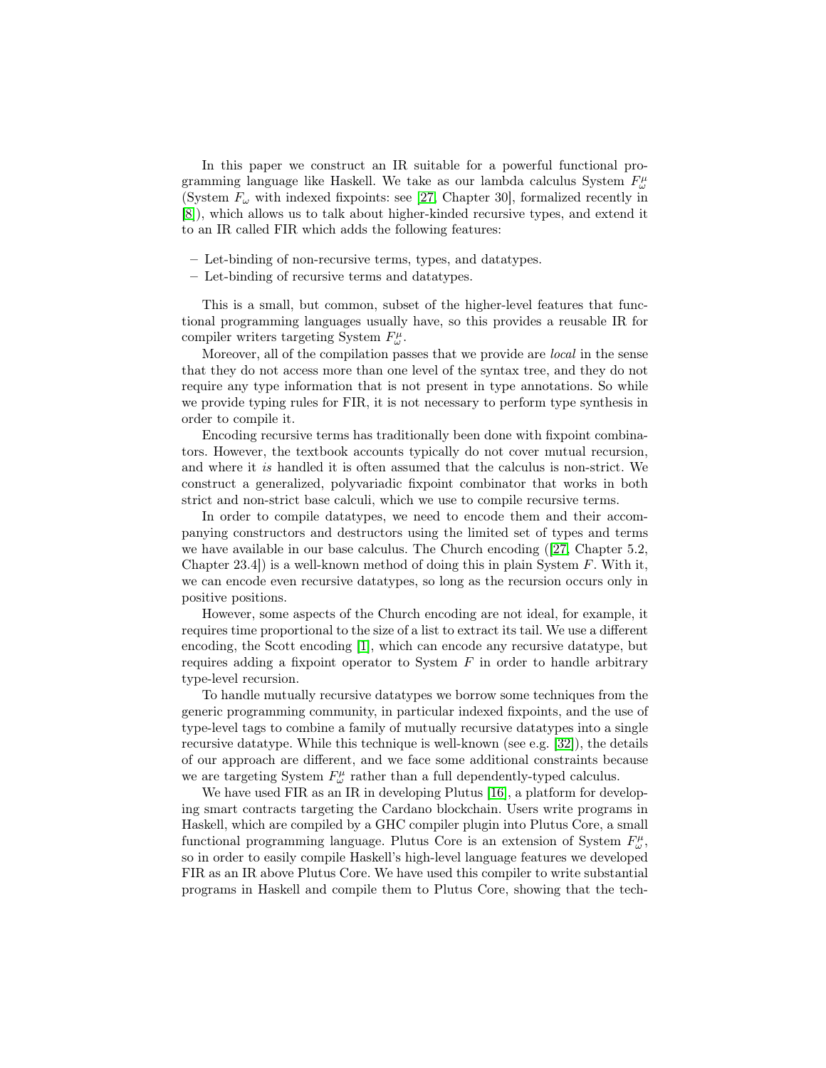In this paper we construct an IR suitable for a powerful functional programming language like Haskell. We take as our lambda calculus System $F_\omega^\mu$ (System $F_\omega$ with indexed fixpoints: see [27, Chapter 30], formalized recently in [8]), which allows us to talk about higher-kinded recursive types, and extend it to an IR called FIR which adds the following features:

- Let-binding of non-recursive terms, types, and datatypes.
- Let-binding of recursive terms and datatypes.

This is a small, but common, subset of the higher-level features that functional programming languages usually have, so this provides a reusable IR for compiler writers targeting System $F_\omega^\mu$.

Moreover, all of the compilation passes that we provide are *local* in the sense that they do not access more than one level of the syntax tree, and they do not require any type information that is not present in type annotations. So while we provide typing rules for FIR, it is not necessary to perform type synthesis in order to compile it.

Encoding recursive terms has traditionally been done with fixpoint combinators. However, the textbook accounts typically do not cover mutual recursion, and where it *is* handled it is often assumed that the calculus is non-strict. We construct a generalized, polyvariadic fixpoint combinator that works in both strict and non-strict base calculi, which we use to compile recursive terms.

In order to compile datatypes, we need to encode them and their accompanying constructors and destructors using the limited set of types and terms we have available in our base calculus. The Church encoding ([27, Chapter 5.2, Chapter 23.4]) is a well-known method of doing this in plain System $F$. With it, we can encode even recursive datatypes, so long as the recursion occurs only in positive positions.

However, some aspects of the Church encoding are not ideal, for example, it requires time proportional to the size of a list to extract its tail. We use a different encoding, the Scott encoding [1], which can encode any recursive datatype, but requires adding a fixpoint operator to System $F$ in order to handle arbitrary type-level recursion.

To handle mutually recursive datatypes we borrow some techniques from the generic programming community, in particular indexed fixpoints, and the use of type-level tags to combine a family of mutually recursive datatypes into a single recursive datatype. While this technique is well-known (see e.g. [32]), the details of our approach are different, and we face some additional constraints because we are targeting System $F_\omega^\mu$ rather than a full dependently-typed calculus.

We have used FIR as an IR in developing Plutus [16], a platform for developing smart contracts targeting the Cardano blockchain. Users write programs in Haskell, which are compiled by a GHC compiler plugin into Plutus Core, a small functional programming language. Plutus Core is an extension of System $F_\omega^\mu$, so in order to easily compile Haskell's high-level language features we developed FIR as an IR above Plutus Core. We have used this compiler to write substantial programs in Haskell and compile them to Plutus Core, showing that the tech-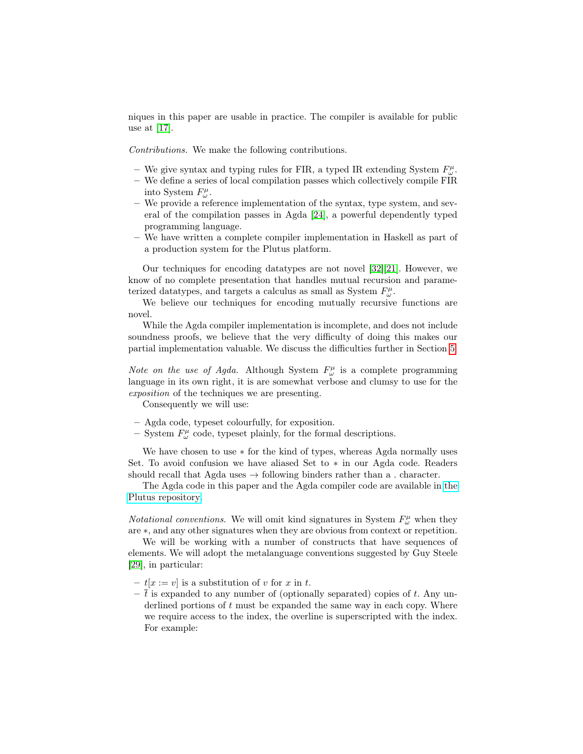niques in this paper are usable in practice. The compiler is available for public use at [17].

*Contributions.* We make the following contributions.

- We give syntax and typing rules for FIR, a typed IR extending System $F_\omega^\mu$.
- We define a series of local compilation passes which collectively compile FIR into System $F_\omega^\mu$.
- We provide a reference implementation of the syntax, type system, and several of the compilation passes in Agda [24], a powerful dependently typed programming language.
- We have written a complete compiler implementation in Haskell as part of a production system for the Plutus platform.

Our techniques for encoding datatypes are not novel [32][21]. However, we know of no complete presentation that handles mutual recursion and parameterized datatypes, and targets a calculus as small as System $F_\omega^\mu$.

We believe our techniques for encoding mutually recursive functions are novel.

While the Agda compiler implementation is incomplete, and does not include soundness proofs, we believe that the very difficulty of doing this makes our partial implementation valuable. We discuss the difficulties further in Section 5.

*Note on the use of Agda.* Although System $F_\omega^\mu$ is a complete programming language in its own right, it is are somewhat verbose and clumsy to use for the *exposition* of the techniques we are presenting.

Consequently we will use:

- Agda code, typeset colourfully, for exposition.
- System $F_\omega^\mu$ code, typeset plainly, for the formal descriptions.

We have chosen to use $*$ for the kind of types, whereas Agda normally uses Set. To avoid confusion we have aliased Set to $*$ in our Agda code. Readers should recall that Agda uses $\rightarrow$ following binders rather than a . character.

The Agda code in this paper and the Agda compiler code are available in the Plutus repository.

*Notational conventions.* We will omit kind signatures in System $F_\omega^\mu$ when they are $*$, and any other signatures when they are obvious from context or repetition.

We will be working with a number of constructs that have sequences of elements. We will adopt the metalanguage conventions suggested by Guy Steele [29], in particular:

- $t[x := v]$ is a substitution of $v$ for $x$ in $t$.
- $\overline{t}$ is expanded to any number of (optionally separated) copies of $t$. Any underlined portions of $t$ must be expanded the same way in each copy. Where we require access to the index, the overline is superscripted with the index. For example: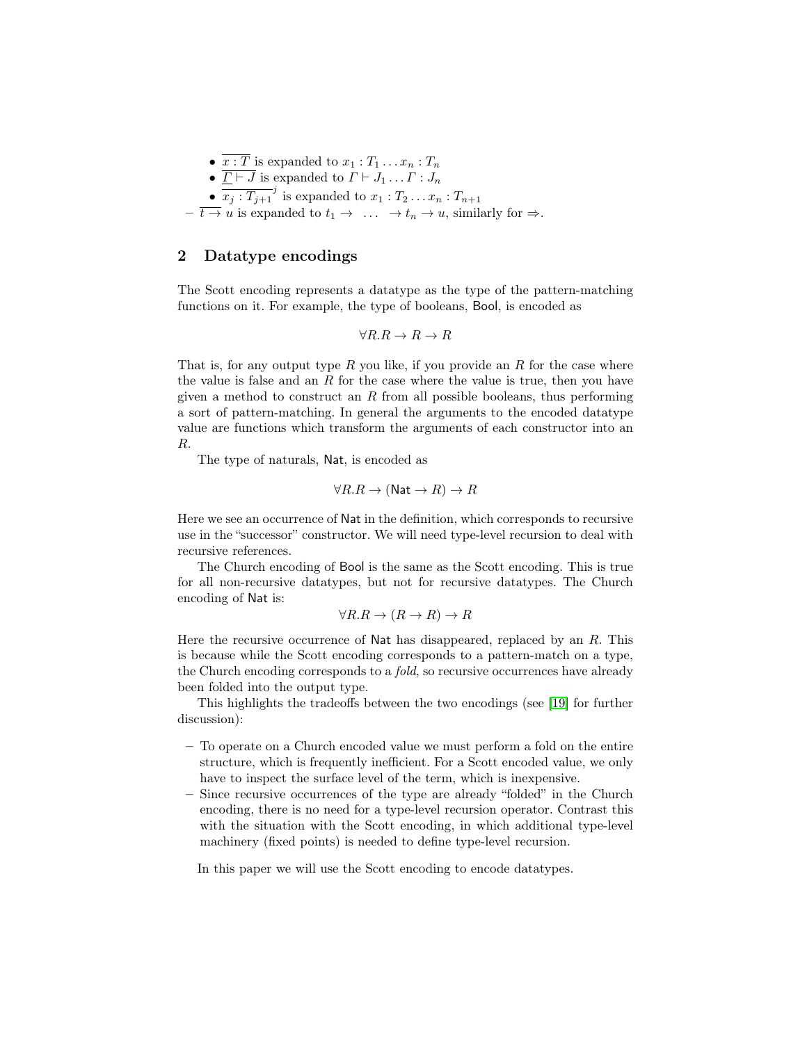- $\overline{x : T}$ is expanded to $x_1 : T_1 \ldots x_n : T_n$
  - $\overline{\Gamma \vdash J}$ is expanded to $\Gamma \vdash J_1 \ldots \Gamma : J_n$
  - $\overline{x_j : T_{j+1}}^j$ is expanded to $x_1 : T_2 \ldots x_n : T_{n+1}$
- $\overline{t \rightarrow}\, u$ is expanded to $t_1 \rightarrow \ \ldots \ \rightarrow t_n \rightarrow u$, similarly for $\Rightarrow$.

## 2 Datatype encodings

The Scott encoding represents a datatype as the type of the pattern-matching functions on it. For example, the type of booleans, $\mathsf{Bool}$, is encoded as

$$\forall R.R \rightarrow R \rightarrow R$$

That is, for any output type $R$ you like, if you provide an $R$ for the case where the value is false and an $R$ for the case where the value is true, then you have given a method to construct an $R$ from all possible booleans, thus performing a sort of pattern-matching. In general the arguments to the encoded datatype value are functions which transform the arguments of each constructor into an $R$.

The type of naturals, $\mathsf{Nat}$, is encoded as

$$\forall R.R \rightarrow (\mathsf{Nat} \rightarrow R) \rightarrow R$$

Here we see an occurrence of $\mathsf{Nat}$ in the definition, which corresponds to recursive use in the "successor" constructor. We will need type-level recursion to deal with recursive references.

The Church encoding of $\mathsf{Bool}$ is the same as the Scott encoding. This is true for all non-recursive datatypes, but not for recursive datatypes. The Church encoding of $\mathsf{Nat}$ is:

$$\forall R.R \rightarrow (R \rightarrow R) \rightarrow R$$

Here the recursive occurrence of $\mathsf{Nat}$ has disappeared, replaced by an $R$. This is because while the Scott encoding corresponds to a pattern-match on a type, the Church encoding corresponds to a *fold*, so recursive occurrences have already been folded into the output type.

This highlights the tradeoffs between the two encodings (see [19] for further discussion):

- To operate on a Church encoded value we must perform a fold on the entire structure, which is frequently inefficient. For a Scott encoded value, we only have to inspect the surface level of the term, which is inexpensive.
- Since recursive occurrences of the type are already "folded" in the Church encoding, there is no need for a type-level recursion operator. Contrast this with the situation with the Scott encoding, in which additional type-level machinery (fixed points) is needed to define type-level recursion.

In this paper we will use the Scott encoding to encode datatypes.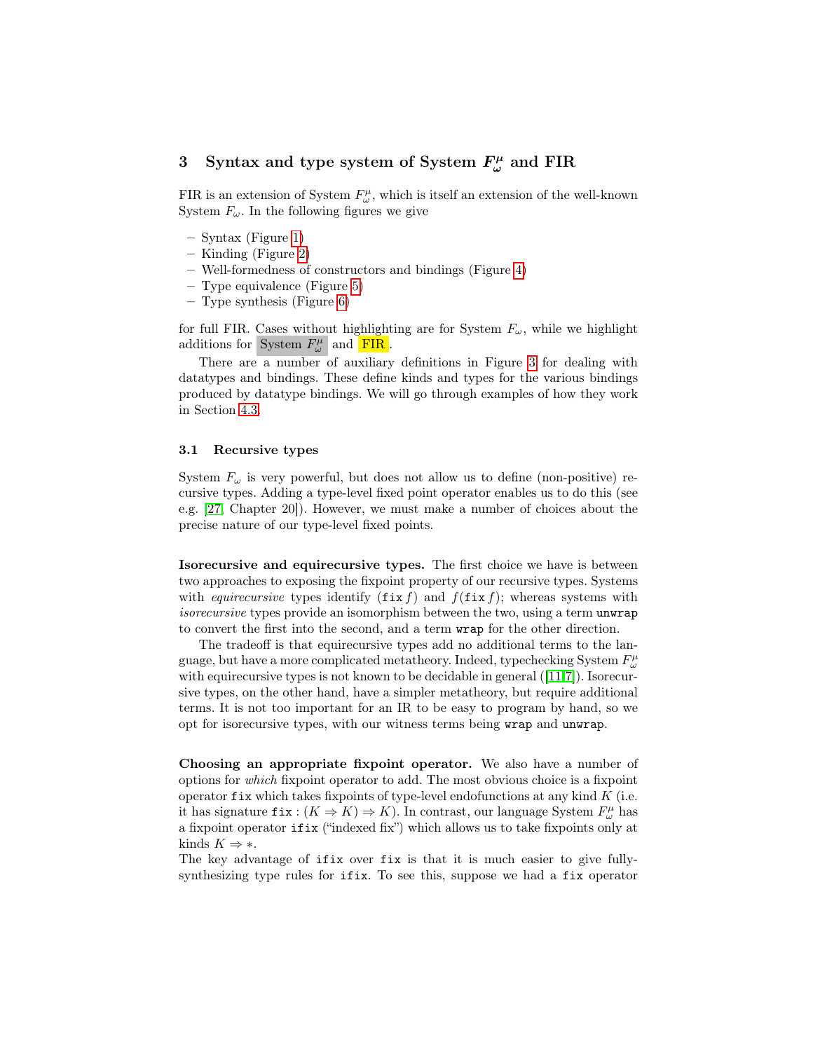## 3 Syntax and type system of System $F^{\mu}_{\omega}$ and FIR

FIR is an extension of System $F^{\mu}_{\omega}$, which is itself an extension of the well-known System $F_{\omega}$. In the following figures we give

- Syntax (Figure 1)
- Kinding (Figure 2)
- Well-formedness of constructors and bindings (Figure 4)
- Type equivalence (Figure 5)
- Type synthesis (Figure 6)

for full FIR. Cases without highlighting are for System $F_{\omega}$, while we highlight additions for System $F^{\mu}_{\omega}$ and FIR.

There are a number of auxiliary definitions in Figure 3 for dealing with datatypes and bindings. These define kinds and types for the various bindings produced by datatype bindings. We will go through examples of how they work in Section 4.3.

### 3.1 Recursive types

System $F_{\omega}$ is very powerful, but does not allow us to define (non-positive) recursive types. Adding a type-level fixed point operator enables us to do this (see e.g. [27, Chapter 20]). However, we must make a number of choices about the precise nature of our type-level fixed points.

**Isorecursive and equirecursive types.** The first choice we have is between two approaches to exposing the fixpoint property of our recursive types. Systems with *equirecursive* types identify $(\texttt{fix}\, f)$ and $f(\texttt{fix}\, f)$; whereas systems with *isorecursive* types provide an isomorphism between the two, using a term `unwrap` to convert the first into the second, and a term `wrap` for the other direction.

The tradeoff is that equirecursive types add no additional terms to the language, but have a more complicated metatheory. Indeed, typechecking System $F^{\mu}_{\omega}$ with equirecursive types is not known to be decidable in general ([11,7]). Isorecursive types, on the other hand, have a simpler metatheory, but require additional terms. It is not too important for an IR to be easy to program by hand, so we opt for isorecursive types, with our witness terms being `wrap` and `unwrap`.

**Choosing an appropriate fixpoint operator.** We also have a number of options for *which* fixpoint operator to add. The most obvious choice is a fixpoint operator `fix` which takes fixpoints of type-level endofunctions at any kind $K$ (i.e. it has signature $\texttt{fix} : (K \Rightarrow K) \Rightarrow K$). In contrast, our language System $F^{\mu}_{\omega}$ has a fixpoint operator `ifix` ("indexed fix") which allows us to take fixpoints only at kinds $K \Rightarrow *$.

The key advantage of `ifix` over `fix` is that it is much easier to give fully-synthesizing type rules for `ifix`. To see this, suppose we had a `fix` operator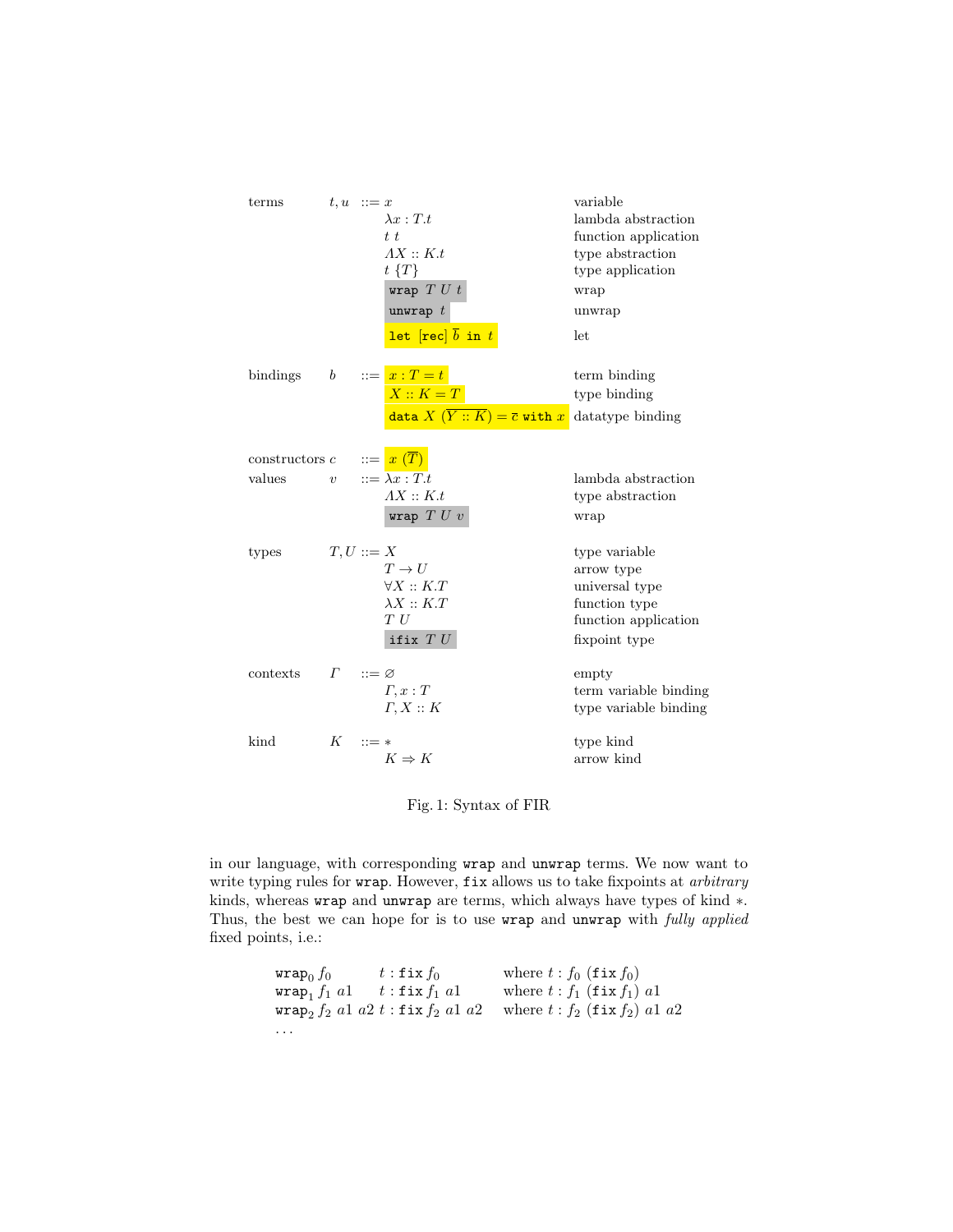| | | | |
|---|---|---|---|
| terms | $t, u$ | $::= x$ | variable |
| | | $\lambda x : T.t$ | lambda abstraction |
| | | $t\ t$ | function application |
| | | $\Lambda X :: K.t$ | type abstraction |
| | | $t\ \{T\}$ | type application |
| | | $\texttt{wrap}\ T\ U\ t$ | wrap |
| | | $\texttt{unwrap}\ t$ | unwrap |
| | | $\texttt{let}\ [\texttt{rec}]\ \overline{b}\ \texttt{in}\ t$ | let |
| bindings | $b$ | $::= x : T = t$ | term binding |
| | | $X :: K = T$ | type binding |
| | | $\texttt{data}\ X\ (\overline{Y :: K}) = \overline{c}\ \texttt{with}\ x$ | datatype binding |
| constructors | $c$ | $::= x\ (\overline{T})$ | |
| values | $v$ | $::= \lambda x : T.t$ | lambda abstraction |
| | | $\Lambda X :: K.t$ | type abstraction |
| | | $\texttt{wrap}\ T\ U\ v$ | wrap |
| types | $T, U$ | $::= X$ | type variable |
| | | $T \to U$ | arrow type |
| | | $\forall X :: K.T$ | universal type |
| | | $\lambda X :: K.T$ | function type |
| | | $T\ U$ | function application |
| | | $\texttt{ifix}\ T\ U$ | fixpoint type |
| contexts | $\Gamma$ | $::= \varnothing$ | empty |
| | | $\Gamma, x : T$ | term variable binding |
| | | $\Gamma, X :: K$ | type variable binding |
| kind | $K$ | $::= *$ | type kind |
| | | $K \Rightarrow K$ | arrow kind |

Fig. 1: Syntax of FIR

in our language, with corresponding `wrap` and `unwrap` terms. We now want to write typing rules for `wrap`. However, `fix` allows us to take fixpoints at *arbitrary* kinds, whereas `wrap` and `unwrap` are terms, which always have types of kind $*$. Thus, the best we can hope for is to use `wrap` and `unwrap` with *fully applied* fixed points, i.e.:

$$
\begin{array}{lll}
\texttt{wrap}_0\ f_0 & t : \texttt{fix}\ f_0 & \text{where } t : f_0\ (\texttt{fix}\ f_0) \\
\texttt{wrap}_1\ f_1\ a1 & t : \texttt{fix}\ f_1\ a1 & \text{where } t : f_1\ (\texttt{fix}\ f_1)\ a1 \\
\texttt{wrap}_2\ f_2\ a1\ a2 & t : \texttt{fix}\ f_2\ a1\ a2 & \text{where } t : f_2\ (\texttt{fix}\ f_2)\ a1\ a2 \\
\ldots & &
\end{array}
$$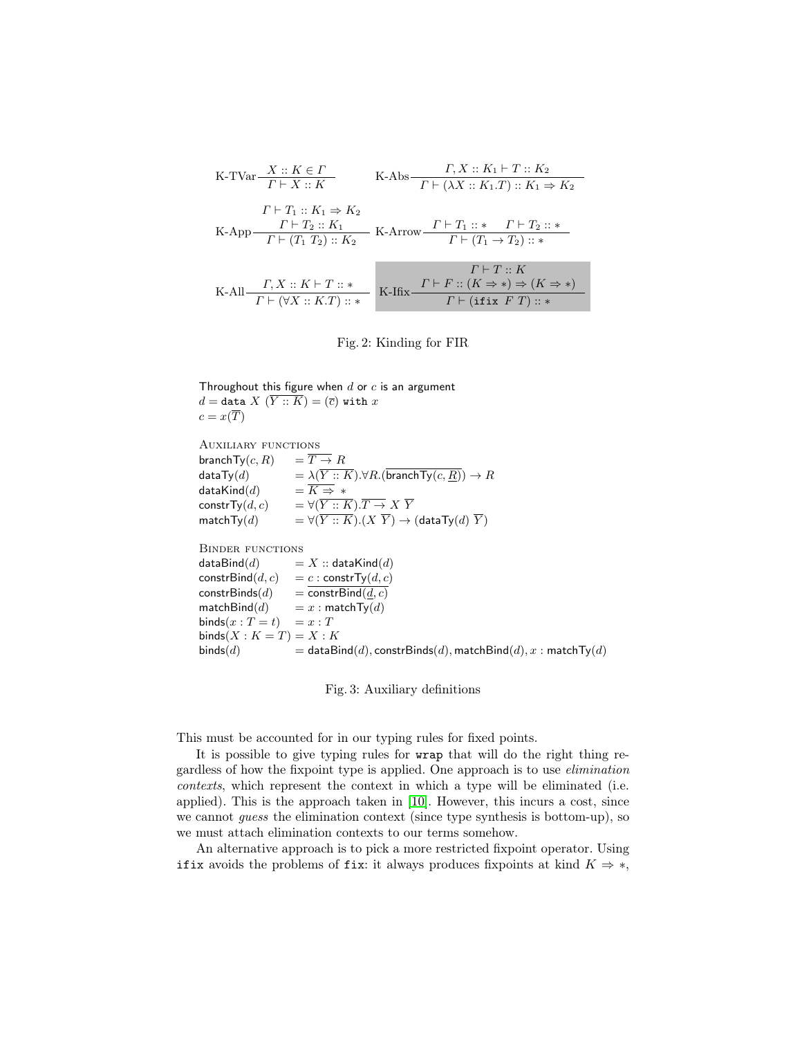$$\text{K-TVar}\frac{X :: K \in \Gamma}{\Gamma \vdash X :: K} \qquad \text{K-Abs}\frac{\Gamma, X :: K_1 \vdash T :: K_2}{\Gamma \vdash (\lambda X :: K_1 . T) :: K_1 \Rightarrow K_2}$$

$$\text{K-App}\frac{\Gamma \vdash T_1 :: K_1 \Rightarrow K_2 \quad \Gamma \vdash T_2 :: K_1}{\Gamma \vdash (T_1\ T_2) :: K_2} \qquad \text{K-Arrow}\frac{\Gamma \vdash T_1 :: * \quad \Gamma \vdash T_2 :: *}{\Gamma \vdash (T_1 \rightarrow T_2) :: *}$$

$$\text{K-All}\frac{\Gamma, X :: K \vdash T :: *}{\Gamma \vdash (\forall X :: K . T) :: *} \qquad \text{K-Ifix}\frac{\Gamma \vdash T :: K \quad \Gamma \vdash F :: (K \Rightarrow *) \Rightarrow (K \Rightarrow *)}{\Gamma \vdash (\texttt{ifix}\ F\ T) :: *}$$

Fig. 2: Kinding for FIR

Throughout this figure when $d$ or $c$ is an argument
$d = \mathsf{data}\ X\ (\overline{Y :: K}) = (\overline{c})\ \texttt{with}\ x$
$c = x(\overline{T})$

Auxiliary functions

$$\begin{aligned}
\mathsf{branchTy}(c, R) &= \overline{T \rightarrow}\ R \\
\mathsf{dataTy}(d) &= \lambda(\overline{Y :: K}).\forall R.(\overline{\mathsf{branchTy}(c, \underline{R})}) \rightarrow R \\
\mathsf{dataKind}(d) &= \overline{K \Rightarrow}\ * \\
\mathsf{constrTy}(d, c) &= \forall(\overline{Y :: K}).\overline{T \rightarrow}\ X\ \overline{Y} \\
\mathsf{matchTy}(d) &= \forall(\overline{Y :: K}).(X\ \overline{Y}) \rightarrow (\mathsf{dataTy}(d)\ \overline{Y})
\end{aligned}$$

Binder functions

$$\begin{aligned}
\mathsf{dataBind}(d) &= X :: \mathsf{dataKind}(d) \\
\mathsf{constrBind}(d, c) &= c : \mathsf{constrTy}(d, c) \\
\mathsf{constrBinds}(d) &= \overline{\mathsf{constrBind}(\underline{d}, c)} \\
\mathsf{matchBind}(d) &= x : \mathsf{matchTy}(d) \\
\mathsf{binds}(x : T = t) &= x : T \\
\mathsf{binds}(X : K = T) &= X : K \\
\mathsf{binds}(d) &= \mathsf{dataBind}(d), \mathsf{constrBinds}(d), \mathsf{matchBind}(d), x : \mathsf{matchTy}(d)
\end{aligned}$$

Fig. 3: Auxiliary definitions

This must be accounted for in our typing rules for fixed points.

It is possible to give typing rules for `wrap` that will do the right thing regardless of how the fixpoint type is applied. One approach is to use *elimination contexts*, which represent the context in which a type will be eliminated (i.e. applied). This is the approach taken in [10]. However, this incurs a cost, since we cannot *guess* the elimination context (since type synthesis is bottom-up), so we must attach elimination contexts to our terms somehow.

An alternative approach is to pick a more restricted fixpoint operator. Using `ifix` avoids the problems of `fix`: it always produces fixpoints at kind $K \Rightarrow *$,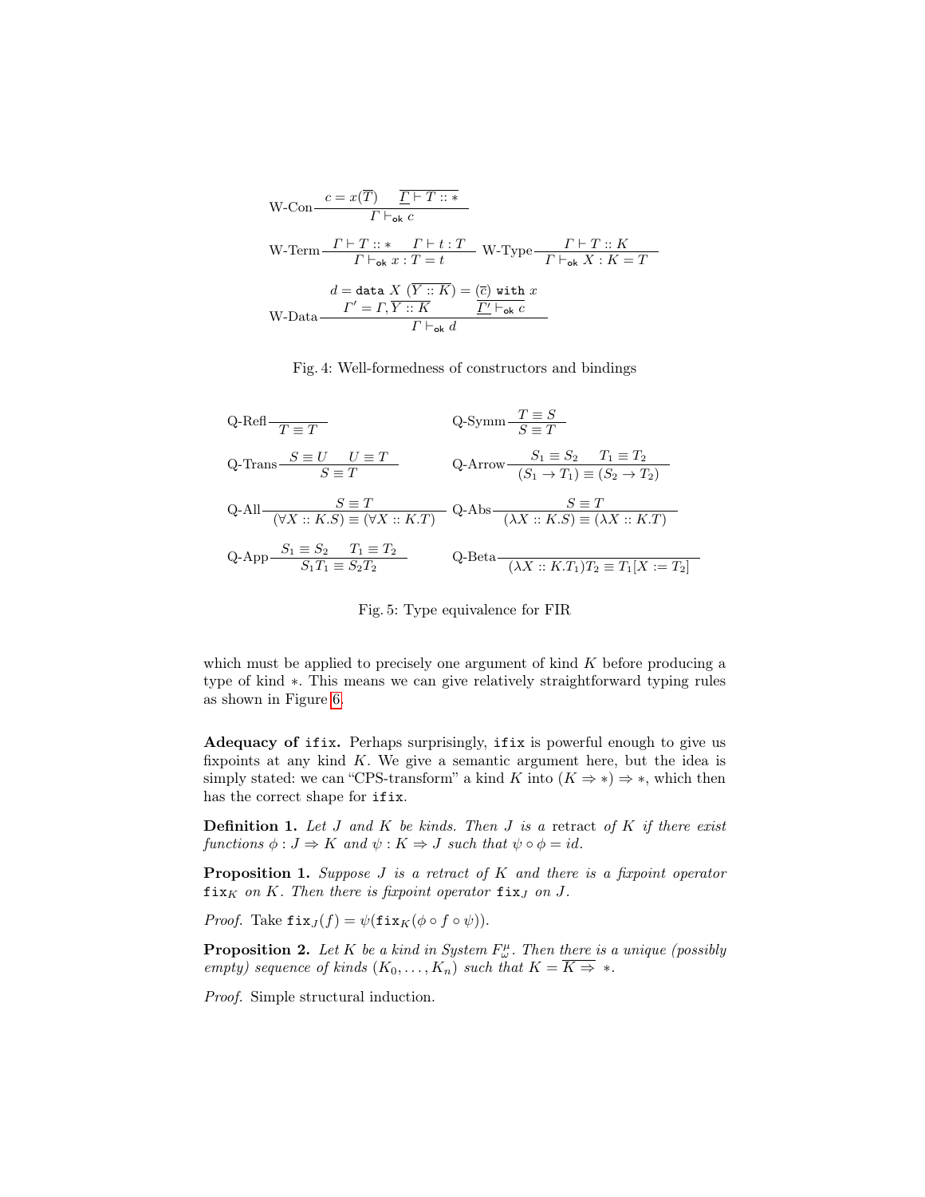$$\text{W-Con}\frac{c = x(\overline{T}) \qquad \overline{\Gamma \vdash T :: *}}{\Gamma \vdash_{\mathsf{ok}} c}$$

$$\text{W-Term}\frac{\Gamma \vdash T :: * \qquad \Gamma \vdash t : T}{\Gamma \vdash_{\mathsf{ok}} x : T = t} \qquad \text{W-Type}\frac{\Gamma \vdash T :: K}{\Gamma \vdash_{\mathsf{ok}} X : K = T}$$

$$\text{W-Data}\frac{\begin{array}{c} d = \mathtt{data}\ X\ (\overline{Y :: K}) = (\overline{c})\ \mathtt{with}\ x \\ \Gamma' = \Gamma, \overline{Y :: K} \qquad \overline{\Gamma' \vdash_{\mathsf{ok}} c} \end{array}}{\Gamma \vdash_{\mathsf{ok}} d}$$

Fig. 4: Well-formedness of constructors and bindings

$$\text{Q-Refl}\frac{}{T \equiv T} \qquad \text{Q-Symm}\frac{T \equiv S}{S \equiv T}$$

$$\text{Q-Trans}\frac{S \equiv U \qquad U \equiv T}{S \equiv T} \qquad \text{Q-Arrow}\frac{S_1 \equiv S_2 \qquad T_1 \equiv T_2}{(S_1 \to T_1) \equiv (S_2 \to T_2)}$$

$$\text{Q-All}\frac{S \equiv T}{(\forall X :: K.S) \equiv (\forall X :: K.T)} \qquad \text{Q-Abs}\frac{S \equiv T}{(\lambda X :: K.S) \equiv (\lambda X :: K.T)}$$

$$\text{Q-App}\frac{S_1 \equiv S_2 \qquad T_1 \equiv T_2}{S_1 T_1 \equiv S_2 T_2} \qquad \text{Q-Beta}\frac{}{(\lambda X :: K.T_1)T_2 \equiv T_1[X := T_2]}$$

Fig. 5: Type equivalence for FIR

which must be applied to precisely one argument of kind $K$ before producing a type of kind $*$. This means we can give relatively straightforward typing rules as shown in Figure 6.

**Adequacy of `ifix`.** Perhaps surprisingly, `ifix` is powerful enough to give us fixpoints at any kind $K$. We give a semantic argument here, but the idea is simply stated: we can "CPS-transform" a kind $K$ into $(K \Rightarrow *) \Rightarrow *$, which then has the correct shape for `ifix`.

**Definition 1.** *Let $J$ and $K$ be kinds. Then $J$ is a* retract *of $K$ if there exist functions $\phi : J \Rightarrow K$ and $\psi : K \Rightarrow J$ such that $\psi \circ \phi = id$.*

**Proposition 1.** *Suppose $J$ is a retract of $K$ and there is a fixpoint operator $\mathtt{fix}_K$ on $K$. Then there is fixpoint operator $\mathtt{fix}_J$ on $J$.*

*Proof.* Take $\mathtt{fix}_J(f) = \psi(\mathtt{fix}_K(\phi \circ f \circ \psi))$.

**Proposition 2.** *Let $K$ be a kind in System $F^{\mu}_{\omega}$. Then there is a unique (possibly empty) sequence of kinds $(K_0, \ldots, K_n)$ such that $K = \overline{K \Rightarrow}\ *$.*

*Proof.* Simple structural induction.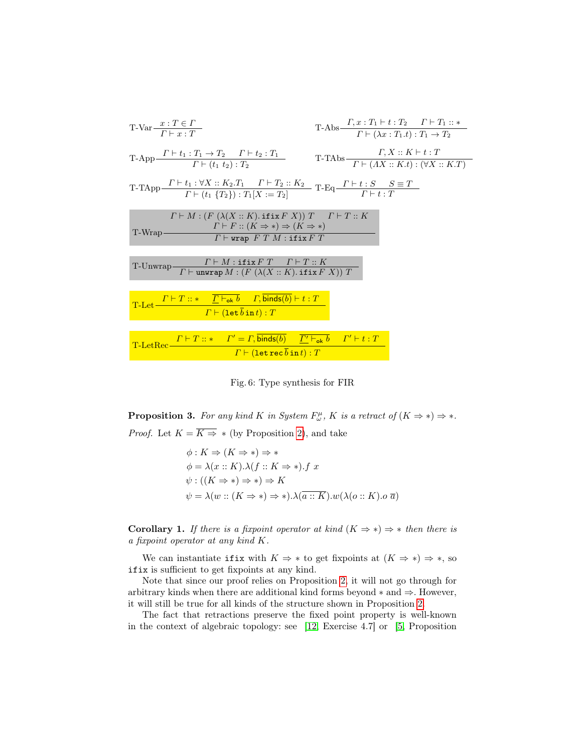$$\text{T-Var}\ \frac{x : T \in \Gamma}{\Gamma \vdash x : T} \qquad \text{T-Abs}\ \frac{\Gamma, x : T_1 \vdash t : T_2 \quad \Gamma \vdash T_1 :: *}{\Gamma \vdash (\lambda x : T_1 . t) : T_1 \to T_2}$$

$$\text{T-App}\ \frac{\Gamma \vdash t_1 : T_1 \to T_2 \quad \Gamma \vdash t_2 : T_1}{\Gamma \vdash (t_1\ t_2) : T_2} \qquad \text{T-TAbs}\ \frac{\Gamma, X :: K \vdash t : T}{\Gamma \vdash (\Lambda X :: K . t) : (\forall X :: K . T)}$$

$$\text{T-TApp}\ \frac{\Gamma \vdash t_1 : \forall X :: K_2 . T_1 \quad \Gamma \vdash T_2 :: K_2}{\Gamma \vdash (t_1\ \{T_2\}) : T_1[X := T_2]} \qquad \text{T-Eq}\ \frac{\Gamma \vdash t : S \quad S \equiv T}{\Gamma \vdash t : T}$$

$$\text{T-Wrap}\ \frac{\Gamma \vdash M : (F\ (\lambda (X :: K) . \, \texttt{ifix}\ F\ X))\ T \quad \Gamma \vdash T :: K \quad \Gamma \vdash F :: (K \Rightarrow *) \Rightarrow (K \Rightarrow *)}{\Gamma \vdash \texttt{wrap}\ F\ T\ M : \texttt{ifix}\ F\ T}$$

$$\text{T-Unwrap}\ \frac{\Gamma \vdash M : \texttt{ifix}\ F\ T \quad \Gamma \vdash T :: K}{\Gamma \vdash \texttt{unwrap}\ M : (F\ (\lambda (X :: K) . \, \texttt{ifix}\ F\ X))\ T}$$

$$\text{T-Let}\ \frac{\Gamma \vdash T :: * \quad \overline{\Gamma \vdash_{\mathsf{ok}} b} \quad \Gamma, \overline{\mathsf{binds}(b)} \vdash t : T}{\Gamma \vdash (\texttt{let}\ \overline{b}\ \texttt{in}\ t) : T}$$

$$\text{T-LetRec}\ \frac{\Gamma \vdash T :: * \quad \Gamma' = \Gamma, \overline{\mathsf{binds}(b)} \quad \overline{\Gamma' \vdash_{\mathsf{ok}} b} \quad \Gamma' \vdash t : T}{\Gamma \vdash (\texttt{let}\ \texttt{rec}\ \overline{b}\ \texttt{in}\ t) : T}$$

Fig. 6: Type synthesis for FIR

**Proposition 3.** *For any kind $K$ in System $F^{\mu}_{\omega}$, $K$ is a retract of $(K \Rightarrow *) \Rightarrow *$.*

*Proof.* Let $K = \overline{K \Rightarrow}\ *$ (by Proposition 2), and take

$$\phi : K \Rightarrow (K \Rightarrow *) \Rightarrow *$$
$$\phi = \lambda(x :: K).\lambda(f :: K \Rightarrow *).f\ x$$
$$\psi : ((K \Rightarrow *) \Rightarrow *) \Rightarrow K$$
$$\psi = \lambda(w :: (K \Rightarrow *) \Rightarrow *).\lambda(\overline{a :: K}).w(\lambda(o :: K).o\ \overline{a})$$

**Corollary 1.** *If there is a fixpoint operator at kind $(K \Rightarrow *) \Rightarrow *$ then there is a fixpoint operator at any kind $K$.*

We can instantiate `ifix` with $K \Rightarrow *$ to get fixpoints at $(K \Rightarrow *) \Rightarrow *$, so `ifix` is sufficient to get fixpoints at any kind.

Note that since our proof relies on Proposition 2, it will not go through for arbitrary kinds when there are additional kind forms beyond $*$ and $\Rightarrow$. However, it will still be true for all kinds of the structure shown in Proposition 2.

The fact that retractions preserve the fixed point property is well-known in the context of algebraic topology: see [12, Exercise 4.7] or [5, Proposition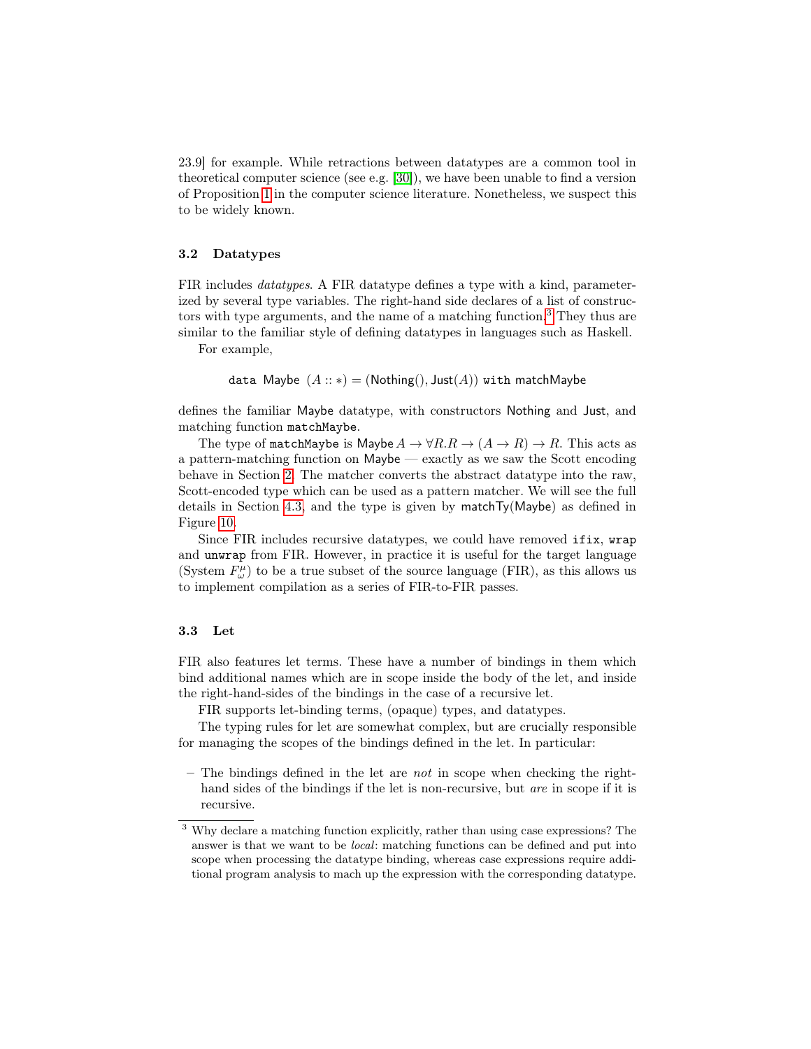23.9] for example. While retractions between datatypes are a common tool in theoretical computer science (see e.g. [30]), we have been unable to find a version of Proposition 1 in the computer science literature. Nonetheless, we suspect this to be widely known.

### 3.2 Datatypes

FIR includes *datatypes*. A FIR datatype defines a type with a kind, parameterized by several type variables. The right-hand side declares of a list of constructors with type arguments, and the name of a matching function.[3] They thus are similar to the familiar style of defining datatypes in languages such as Haskell.

For example,

$$\texttt{data}\ \mathsf{Maybe}\ (A :: *) = (\mathsf{Nothing}(), \mathsf{Just}(A))\ \texttt{with}\ \mathsf{matchMaybe}$$

defines the familiar Maybe datatype, with constructors Nothing and Just, and matching function `matchMaybe`.

The type of `matchMaybe` is $\mathsf{Maybe}\, A \rightarrow \forall R.R \rightarrow (A \rightarrow R) \rightarrow R$. This acts as a pattern-matching function on Maybe — exactly as we saw the Scott encoding behave in Section 2. The matcher converts the abstract datatype into the raw, Scott-encoded type which can be used as a pattern matcher. We will see the full details in Section 4.3, and the type is given by $\mathsf{matchTy}(\mathsf{Maybe})$ as defined in Figure 10.

Since FIR includes recursive datatypes, we could have removed `ifix`, `wrap` and `unwrap` from FIR. However, in practice it is useful for the target language (System $F^{\mu}_{\omega}$) to be a true subset of the source language (FIR), as this allows us to implement compilation as a series of FIR-to-FIR passes.

### 3.3 Let

FIR also features let terms. These have a number of bindings in them which bind additional names which are in scope inside the body of the let, and inside the right-hand-sides of the bindings in the case of a recursive let.

FIR supports let-binding terms, (opaque) types, and datatypes.

The typing rules for let are somewhat complex, but are crucially responsible for managing the scopes of the bindings defined in the let. In particular:

- The bindings defined in the let are *not* in scope when checking the right-hand sides of the bindings if the let is non-recursive, but *are* in scope if it is recursive.

[3] Why declare a matching function explicitly, rather than using case expressions? The answer is that we want to be *local*: matching functions can be defined and put into scope when processing the datatype binding, whereas case expressions require additional program analysis to mach up the expression with the corresponding datatype.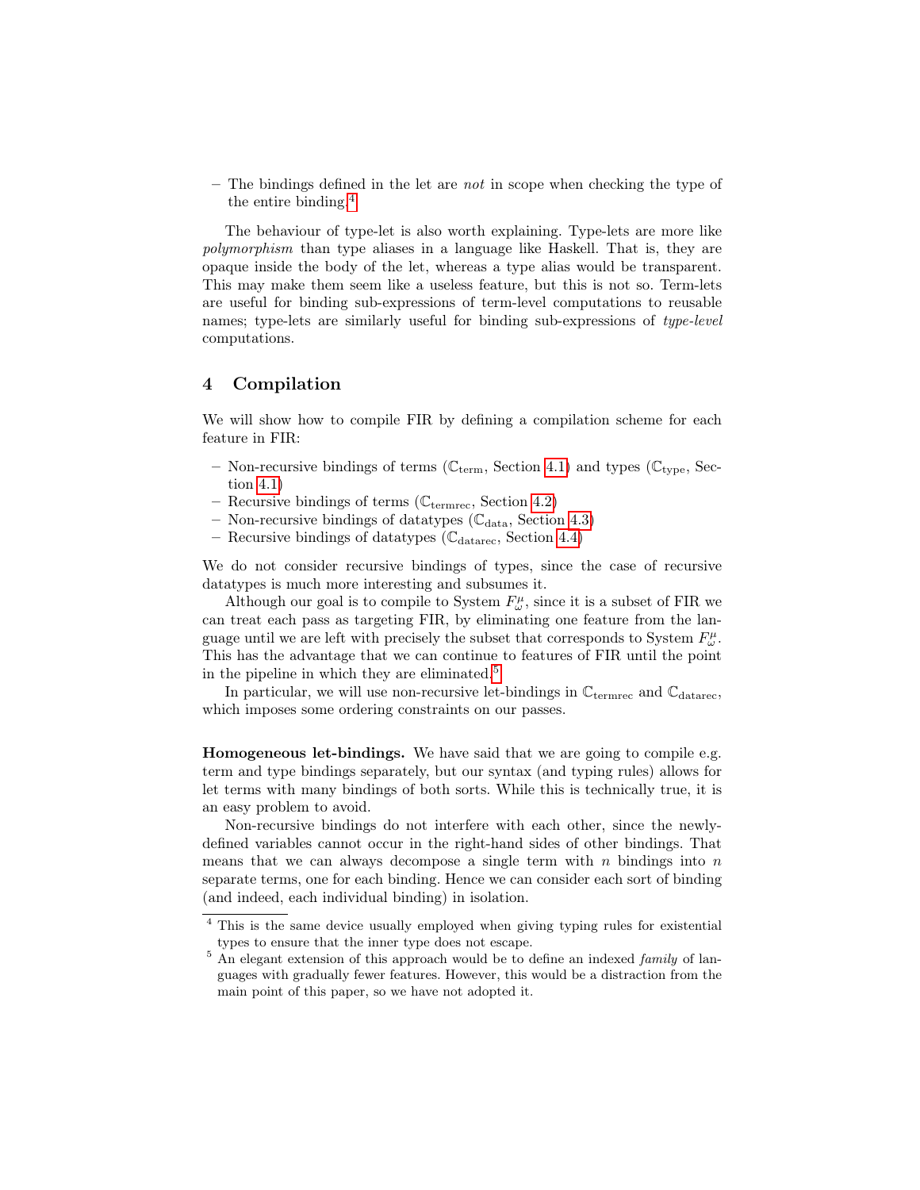– The bindings defined in the let are *not* in scope when checking the type of the entire binding.[4]

The behaviour of type-let is also worth explaining. Type-lets are more like *polymorphism* than type aliases in a language like Haskell. That is, they are opaque inside the body of the let, whereas a type alias would be transparent. This may make them seem like a useless feature, but this is not so. Term-lets are useful for binding sub-expressions of term-level computations to reusable names; type-lets are similarly useful for binding sub-expressions of *type-level* computations.

## 4 Compilation

We will show how to compile FIR by defining a compilation scheme for each feature in FIR:

– Non-recursive bindings of terms ($\mathbb{C}_{\text{term}}$, Section 4.1) and types ($\mathbb{C}_{\text{type}}$, Section 4.1)
– Recursive bindings of terms ($\mathbb{C}_{\text{termrec}}$, Section 4.2)
– Non-recursive bindings of datatypes ($\mathbb{C}_{\text{data}}$, Section 4.3)
– Recursive bindings of datatypes ($\mathbb{C}_{\text{datarec}}$, Section 4.4)

We do not consider recursive bindings of types, since the case of recursive datatypes is much more interesting and subsumes it.

Although our goal is to compile to System $F^{\mu}_{\omega}$, since it is a subset of FIR we can treat each pass as targeting FIR, by eliminating one feature from the language until we are left with precisely the subset that corresponds to System $F^{\mu}_{\omega}$. This has the advantage that we can continue to features of FIR until the point in the pipeline in which they are eliminated.[5]

In particular, we will use non-recursive let-bindings in $\mathbb{C}_{\text{termrec}}$ and $\mathbb{C}_{\text{datarec}}$, which imposes some ordering constraints on our passes.

**Homogeneous let-bindings.** We have said that we are going to compile e.g. term and type bindings separately, but our syntax (and typing rules) allows for let terms with many bindings of both sorts. While this is technically true, it is an easy problem to avoid.

Non-recursive bindings do not interfere with each other, since the newly-defined variables cannot occur in the right-hand sides of other bindings. That means that we can always decompose a single term with $n$ bindings into $n$ separate terms, one for each binding. Hence we can consider each sort of binding (and indeed, each individual binding) in isolation.

---

[4] This is the same device usually employed when giving typing rules for existential types to ensure that the inner type does not escape.

[5] An elegant extension of this approach would be to define an indexed *family* of languages with gradually fewer features. However, this would be a distraction from the main point of this paper, so we have not adopted it.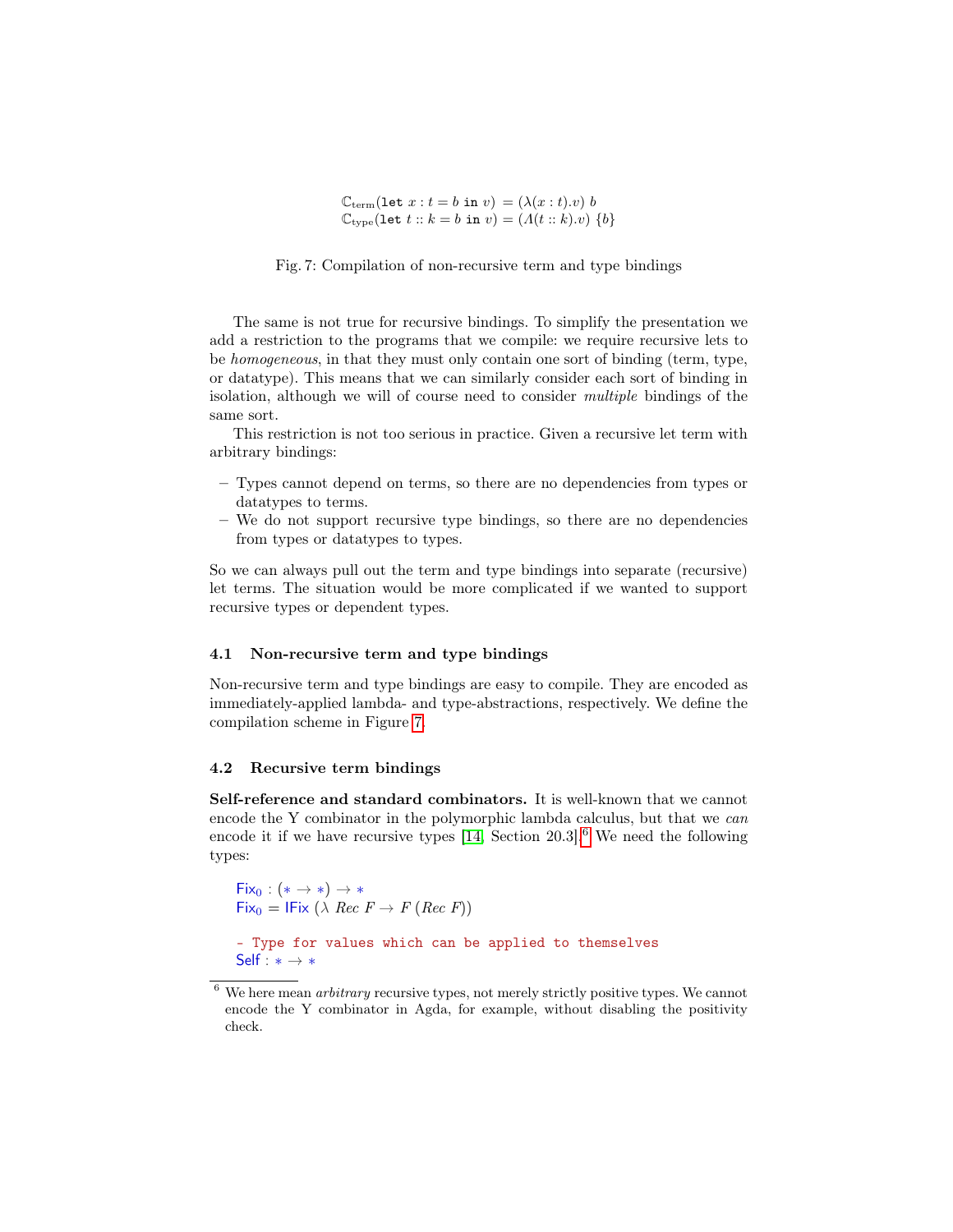$$\mathbb{C}_{\text{term}}(\texttt{let}\ x : t = b\ \texttt{in}\ v) = (\lambda(x : t).v)\ b$$
$$\mathbb{C}_{\text{type}}(\texttt{let}\ t :: k = b\ \texttt{in}\ v) = (\Lambda(t :: k).v)\ \{b\}$$

Fig. 7: Compilation of non-recursive term and type bindings

The same is not true for recursive bindings. To simplify the presentation we add a restriction to the programs that we compile: we require recursive lets to be *homogeneous*, in that they must only contain one sort of binding (term, type, or datatype). This means that we can similarly consider each sort of binding in isolation, although we will of course need to consider *multiple* bindings of the same sort.

This restriction is not too serious in practice. Given a recursive let term with arbitrary bindings:

- Types cannot depend on terms, so there are no dependencies from types or datatypes to terms.
- We do not support recursive type bindings, so there are no dependencies from types or datatypes to types.

So we can always pull out the term and type bindings into separate (recursive) let terms. The situation would be more complicated if we wanted to support recursive types or dependent types.

### 4.1 Non-recursive term and type bindings

Non-recursive term and type bindings are easy to compile. They are encoded as immediately-applied lambda- and type-abstractions, respectively. We define the compilation scheme in Figure 7.

### 4.2 Recursive term bindings

**Self-reference and standard combinators.** It is well-known that we cannot encode the Y combinator in the polymorphic lambda calculus, but that we *can* encode it if we have recursive types [14, Section 20.3].[6] We need the following types:

```
Fix0 : (* → *) → *
Fix0 = IFix (λ Rec F → F (Rec F))

- Type for values which can be applied to themselves
Self : * → *
```

[6] We here mean *arbitrary* recursive types, not merely strictly positive types. We cannot encode the Y combinator in Agda, for example, without disabling the positivity check.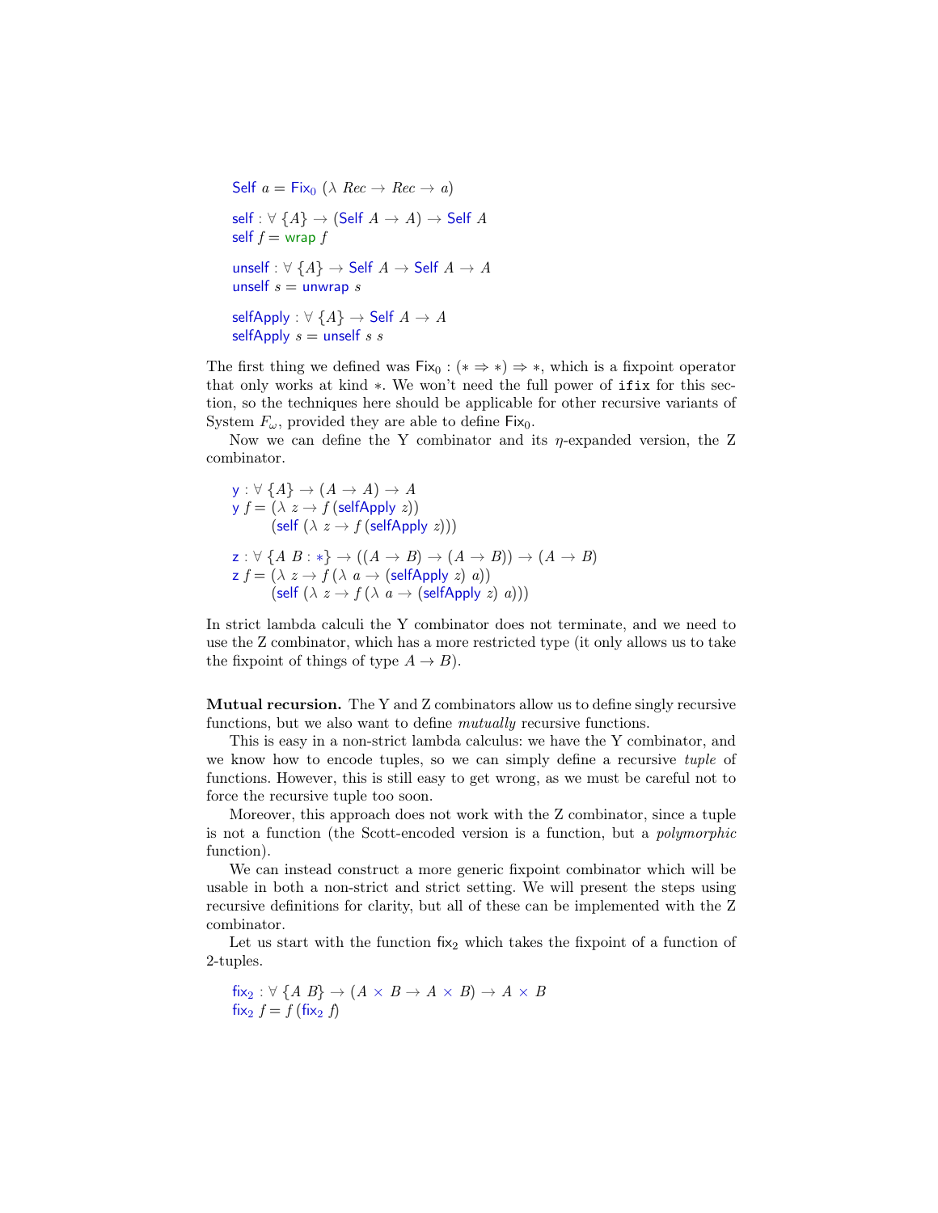```
Self a = Fix₀ (λ Rec → Rec → a)

self : ∀ {A} → (Self A → A) → Self A
self f = wrap f

unself : ∀ {A} → Self A → Self A → A
unself s = unwrap s

selfApply : ∀ {A} → Self A → A
selfApply s = unself s s
```

The first thing we defined was $\mathsf{Fix}_0 : (* \Rightarrow *) \Rightarrow *$, which is a fixpoint operator that only works at kind $*$. We won't need the full power of `ifix` for this section, so the techniques here should be applicable for other recursive variants of System $F_\omega$, provided they are able to define $\mathsf{Fix}_0$.

Now we can define the Y combinator and its $\eta$-expanded version, the Z combinator.

```
y : ∀ {A} → (A → A) → A
y f = (λ z → f (selfApply z))
      (self (λ z → f (selfApply z)))

z : ∀ {A B : *} → ((A → B) → (A → B)) → (A → B)
z f = (λ z → f (λ a → (selfApply z) a))
      (self (λ z → f (λ a → (selfApply z) a)))
```

In strict lambda calculi the Y combinator does not terminate, and we need to use the Z combinator, which has a more restricted type (it only allows us to take the fixpoint of things of type $A \rightarrow B$).

**Mutual recursion.** The Y and Z combinators allow us to define singly recursive functions, but we also want to define *mutually* recursive functions.

This is easy in a non-strict lambda calculus: we have the Y combinator, and we know how to encode tuples, so we can simply define a recursive *tuple* of functions. However, this is still easy to get wrong, as we must be careful not to force the recursive tuple too soon.

Moreover, this approach does not work with the Z combinator, since a tuple is not a function (the Scott-encoded version is a function, but a *polymorphic* function).

We can instead construct a more generic fixpoint combinator which will be usable in both a non-strict and strict setting. We will present the steps using recursive definitions for clarity, but all of these can be implemented with the Z combinator.

Let us start with the function $\mathsf{fix}_2$ which takes the fixpoint of a function of 2-tuples.

```
fix₂ : ∀ {A B} → (A × B → A × B) → A × B
fix₂ f = f (fix₂ f)
```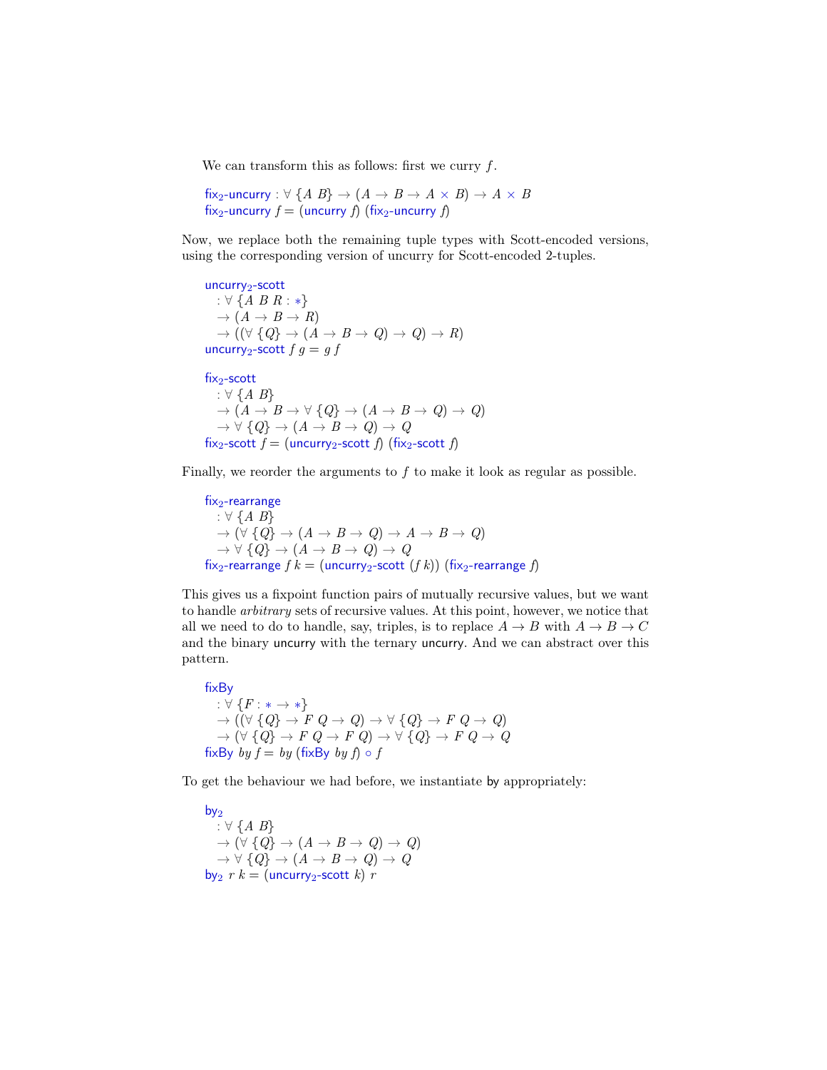We can transform this as follows: first we curry $f$.

```
fix₂-uncurry : ∀ {A B} → (A → B → A × B) → A × B
fix₂-uncurry f = (uncurry f) (fix₂-uncurry f)
```

Now, we replace both the remaining tuple types with Scott-encoded versions, using the corresponding version of uncurry for Scott-encoded 2-tuples.

```
uncurry₂-scott
  : ∀ {A B R : *}
  → (A → B → R)
  → ((∀ {Q} → (A → B → Q) → Q) → R)
uncurry₂-scott f g = g f

fix₂-scott
  : ∀ {A B}
  → (A → B → ∀ {Q} → (A → B → Q) → Q)
  → ∀ {Q} → (A → B → Q) → Q
fix₂-scott f = (uncurry₂-scott f) (fix₂-scott f)
```

Finally, we reorder the arguments to $f$ to make it look as regular as possible.

```
fix₂-rearrange
  : ∀ {A B}
  → (∀ {Q} → (A → B → Q) → A → B → Q)
  → ∀ {Q} → (A → B → Q) → Q
fix₂-rearrange f k = (uncurry₂-scott (f k)) (fix₂-rearrange f)
```

This gives us a fixpoint function pairs of mutually recursive values, but we want to handle *arbitrary* sets of recursive values. At this point, however, we notice that all we need to do to handle, say, triples, is to replace $A \to B$ with $A \to B \to C$ and the binary uncurry with the ternary uncurry. And we can abstract over this pattern.

```
fixBy
  : ∀ {F : * → *}
  → ((∀ {Q} → F Q → Q) → ∀ {Q} → F Q → Q)
  → (∀ {Q} → F Q → F Q) → ∀ {Q} → F Q → Q
fixBy by f = by (fixBy by f) ∘ f
```

To get the behaviour we had before, we instantiate by appropriately:

```
by₂
  : ∀ {A B}
  → (∀ {Q} → (A → B → Q) → Q)
  → ∀ {Q} → (A → B → Q) → Q
by₂ r k = (uncurry₂-scott k) r
```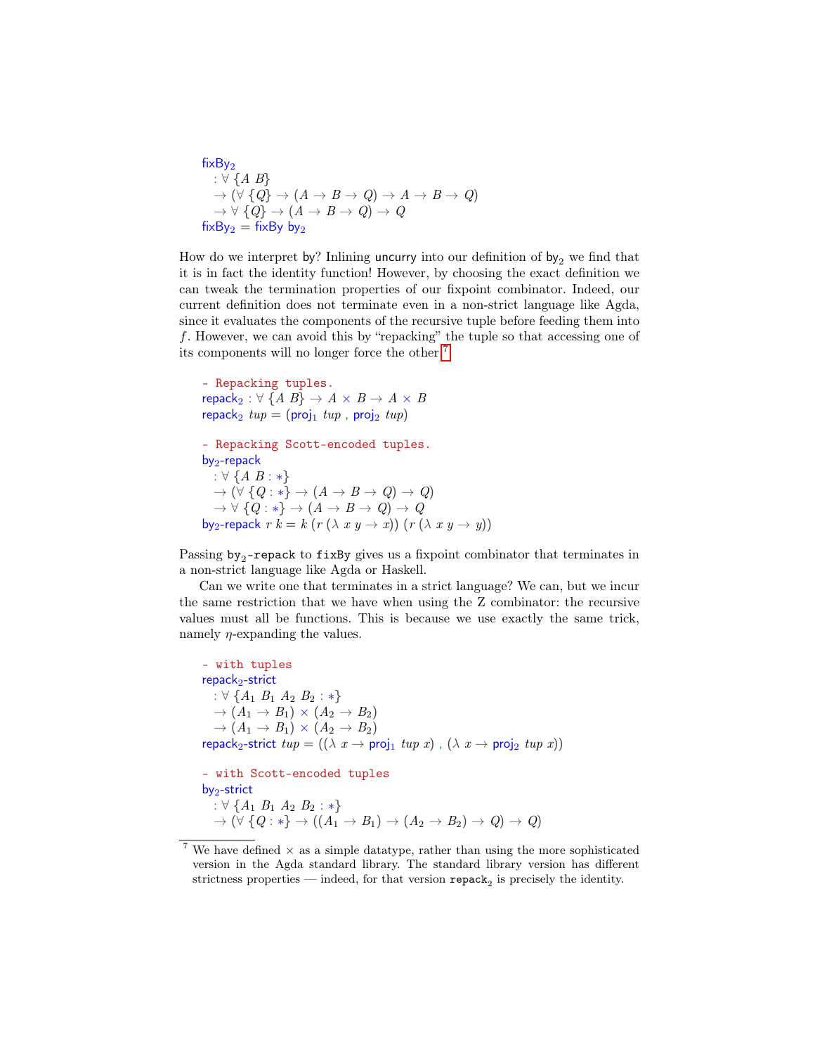```
fixBy₂
  : ∀ {A B}
  → (∀ {Q} → (A → B → Q) → A → B → Q)
  → ∀ {Q} → (A → B → Q) → Q
fixBy₂ = fixBy by₂
```

How do we interpret by? Inlining uncurry into our definition of $\mathsf{by}_2$ we find that it is in fact the identity function! However, by choosing the exact definition we can tweak the termination properties of our fixpoint combinator. Indeed, our current definition does not terminate even in a non-strict language like Agda, since it evaluates the components of the recursive tuple before feeding them into $f$. However, we can avoid this by "repacking" the tuple so that accessing one of its components will no longer force the other.[7]

```
- Repacking tuples.
repack₂ : ∀ {A B} → A × B → A × B
repack₂ tup = (proj₁ tup , proj₂ tup)

- Repacking Scott-encoded tuples.
by₂-repack
  : ∀ {A B : ∗}
  → (∀ {Q : ∗} → (A → B → Q) → Q)
  → ∀ {Q : ∗} → (A → B → Q) → Q
by₂-repack r k = k (r (λ x y → x)) (r (λ x y → y))
```

Passing `by₂-repack` to `fixBy` gives us a fixpoint combinator that terminates in a non-strict language like Agda or Haskell.

Can we write one that terminates in a strict language? We can, but we incur the same restriction that we have when using the Z combinator: the recursive values must all be functions. This is because we use exactly the same trick, namely $\eta$-expanding the values.

```
- with tuples
repack₂-strict
  : ∀ {A₁ B₁ A₂ B₂ : ∗}
  → (A₁ → B₁) × (A₂ → B₂)
  → (A₁ → B₁) × (A₂ → B₂)
repack₂-strict tup = ((λ x → proj₁ tup x) , (λ x → proj₂ tup x))

- with Scott-encoded tuples
by₂-strict
  : ∀ {A₁ B₁ A₂ B₂ : ∗}
  → (∀ {Q : ∗} → ((A₁ → B₁) → (A₂ → B₂) → Q) → Q)
```

[7] We have defined × as a simple datatype, rather than using the more sophisticated version in the Agda standard library. The standard library version has different strictness properties — indeed, for that version `repack₂` is precisely the identity.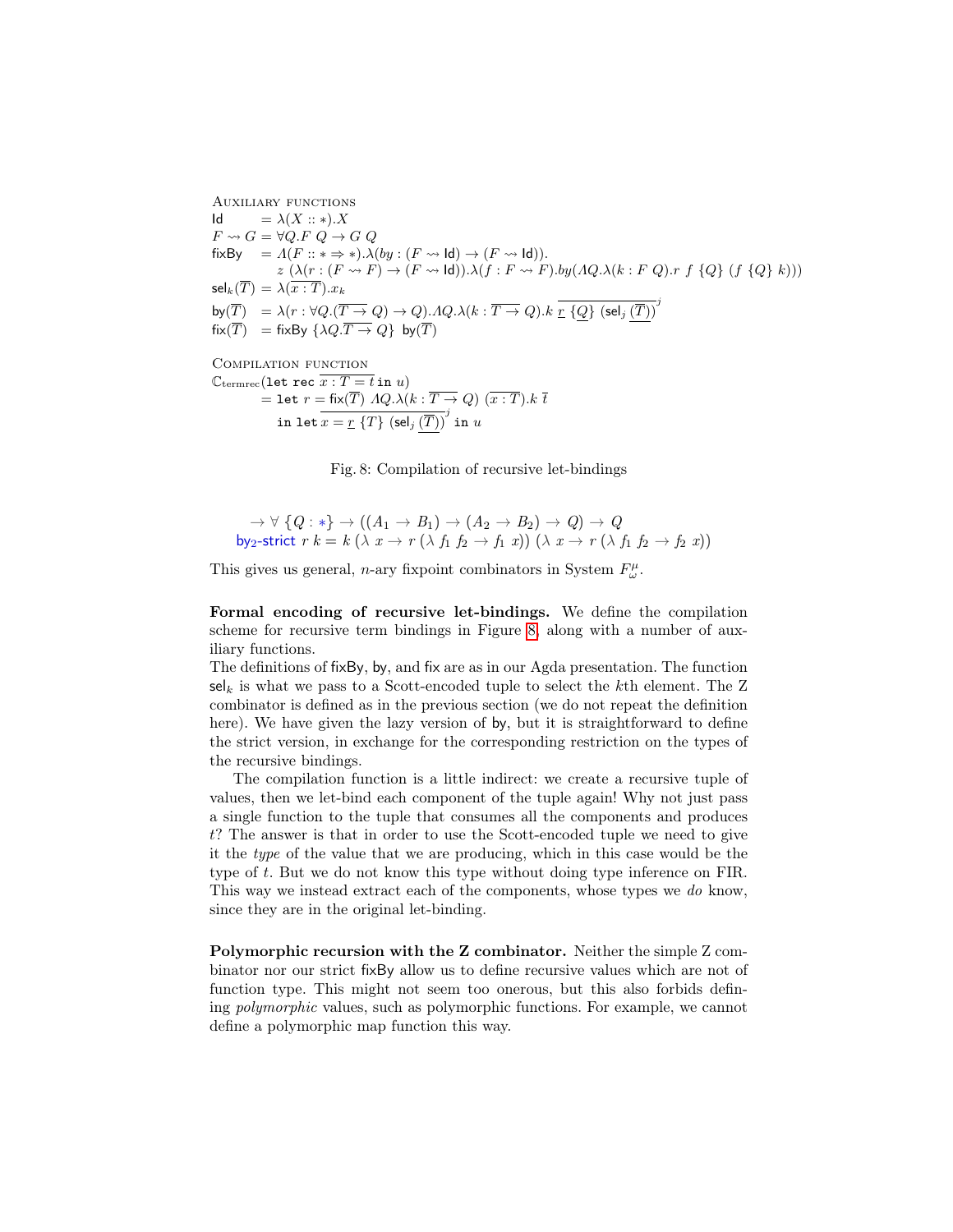AUXILIARY FUNCTIONS

$$\mathsf{Id} = \lambda(X :: *).X$$

$$F \rightsquigarrow G = \forall Q.F\ Q \to G\ Q$$

$$\mathsf{fixBy} = \Lambda(F :: * \Rightarrow *).\lambda(by : (F \rightsquigarrow \mathsf{Id}) \to (F \rightsquigarrow \mathsf{Id})).$$
$$z\ (\lambda(r : (F \rightsquigarrow F) \to (F \rightsquigarrow \mathsf{Id})).\lambda(f : F \rightsquigarrow F).by(\Lambda Q.\lambda(k : F\ Q).r\ f\ \{Q\}\ (f\ \{Q\}\ k)))$$

$$\mathsf{sel}_k(\overline{T}) = \lambda(\overline{x : T}).x_k$$

$$\mathsf{by}(\overline{T}) = \lambda(r : \forall Q.(\overline{T \to Q}) \to Q).\Lambda Q.\lambda(k : \overline{T \to Q}).k\ \overline{\underline{r}\ \{\underline{Q}\}\ (\mathsf{sel}_j\ \underline{(\overline{T})})}^{j}$$

$$\mathsf{fix}(\overline{T}) = \mathsf{fixBy}\ \{\lambda Q.\overline{T \to Q}\}\ \mathsf{by}(\overline{T})$$

COMPILATION FUNCTION

$$\mathbb{C}_{\text{termrec}}(\texttt{let rec}\ \overline{x : T = t}\ \texttt{in}\ u)$$
$$= \texttt{let}\ r = \mathsf{fix}(\overline{T})\ \Lambda Q.\lambda(k : \overline{T \to Q})\ (\overline{x : T}).k\ \overline{t}$$
$$\texttt{in let}\ \overline{x = \underline{r}\ \{T\}\ (\mathsf{sel}_j\ \underline{(\overline{T})})}^{j}\ \texttt{in}\ u$$

Fig. 8: Compilation of recursive let-bindings

$$\to \forall\ \{Q : *\} \to ((A_1 \to B_1) \to (A_2 \to B_2) \to Q) \to Q$$
$$\text{by}_2\text{-strict}\ r\ k = k\ (\lambda\ x \to r\ (\lambda\ f_1\ f_2 \to f_1\ x))\ (\lambda\ x \to r\ (\lambda\ f_1\ f_2 \to f_2\ x))$$

This gives us general, $n$-ary fixpoint combinators in System $F^{\mu}_{\omega}$.

**Formal encoding of recursive let-bindings.** We define the compilation scheme for recursive term bindings in Figure 8, along with a number of auxiliary functions.
The definitions of fixBy, by, and fix are as in our Agda presentation. The function $\mathsf{sel}_k$ is what we pass to a Scott-encoded tuple to select the $k$th element. The Z combinator is defined as in the previous section (we do not repeat the definition here). We have given the lazy version of by, but it is straightforward to define the strict version, in exchange for the corresponding restriction on the types of the recursive bindings.

The compilation function is a little indirect: we create a recursive tuple of values, then we let-bind each component of the tuple again! Why not just pass a single function to the tuple that consumes all the components and produces $t$? The answer is that in order to use the Scott-encoded tuple we need to give it the *type* of the value that we are producing, which in this case would be the type of $t$. But we do not know this type without doing type inference on FIR. This way we instead extract each of the components, whose types we *do* know, since they are in the original let-binding.

**Polymorphic recursion with the Z combinator.** Neither the simple Z combinator nor our strict fixBy allow us to define recursive values which are not of function type. This might not seem too onerous, but this also forbids defining *polymorphic* values, such as polymorphic functions. For example, we cannot define a polymorphic map function this way.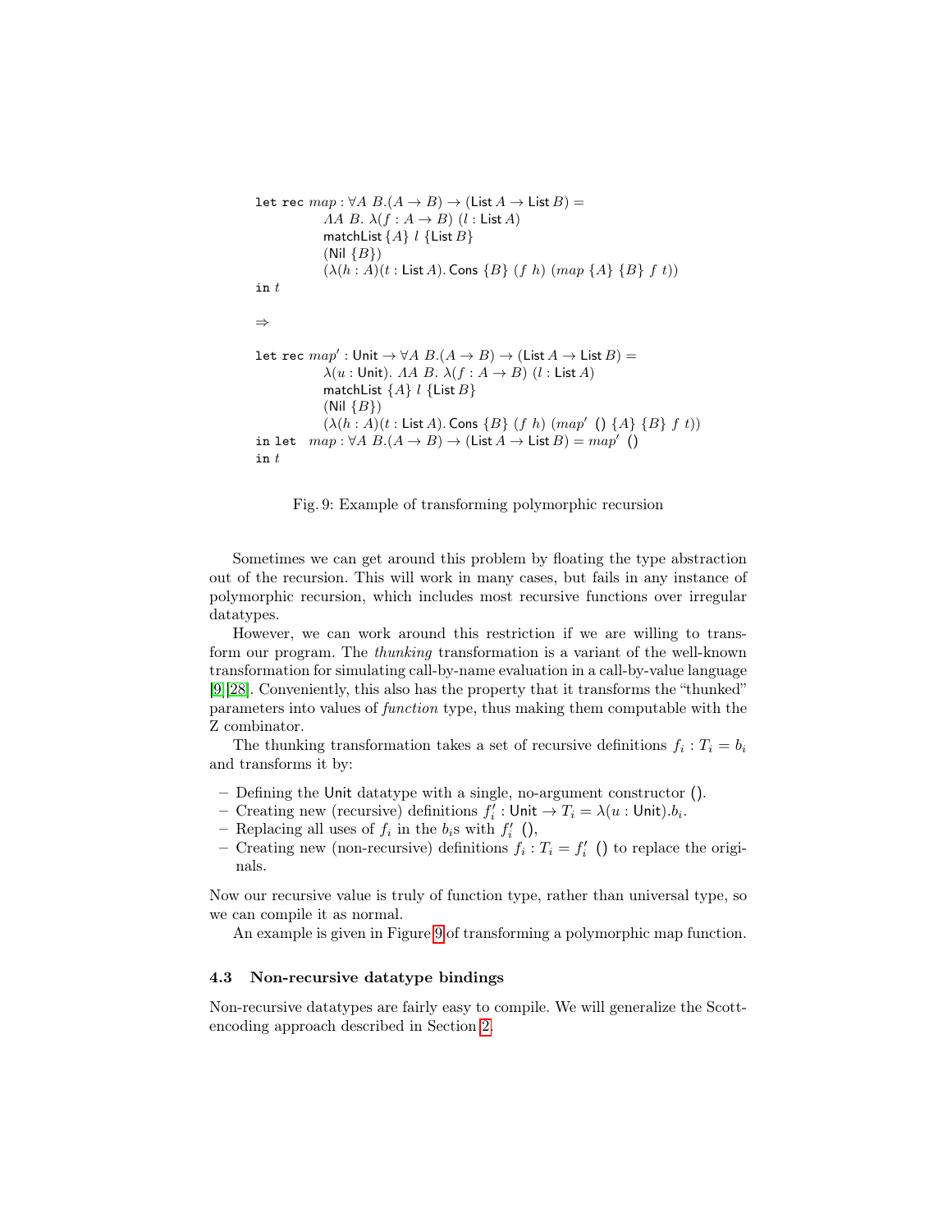```
let rec map : ∀A B.(A → B) → (List A → List B) =
            ΛA B. λ(f : A → B) (l : List A)
            matchList {A} l {List B}
            (Nil {B})
            (λ(h : A)(t : List A). Cons {B} (f h) (map {A} {B} f t))
in t

⇒

let rec map′ : Unit → ∀A B.(A → B) → (List A → List B) =
            λ(u : Unit). ΛA B. λ(f : A → B) (l : List A)
            matchList {A} l {List B}
            (Nil {B})
            (λ(h : A)(t : List A). Cons {B} (f h) (map′ () {A} {B} f t))
in let  map : ∀A B.(A → B) → (List A → List B) = map′ ()
in t
```

Fig. 9: Example of transforming polymorphic recursion

Sometimes we can get around this problem by floating the type abstraction out of the recursion. This will work in many cases, but fails in any instance of polymorphic recursion, which includes most recursive functions over irregular datatypes.

However, we can work around this restriction if we are willing to transform our program. The *thunking* transformation is a variant of the well-known transformation for simulating call-by-name evaluation in a call-by-value language [9][28]. Conveniently, this also has the property that it transforms the "thunked" parameters into values of *function* type, thus making them computable with the Z combinator.

The thunking transformation takes a set of recursive definitions $f_i : T_i = b_i$ and transforms it by:

- Defining the $\mathsf{Unit}$ datatype with a single, no-argument constructor $()$.
- Creating new (recursive) definitions $f'_i : \mathsf{Unit} \to T_i = \lambda(u : \mathsf{Unit}).b_i$.
- Replacing all uses of $f_i$ in the $b_i$s with $f'_i\ ()$,
- Creating new (non-recursive) definitions $f_i : T_i = f'_i\ ()$ to replace the originals.

Now our recursive value is truly of function type, rather than universal type, so we can compile it as normal.

An example is given in Figure 9 of transforming a polymorphic map function.

### 4.3 Non-recursive datatype bindings

Non-recursive datatypes are fairly easy to compile. We will generalize the Scott-encoding approach described in Section 2.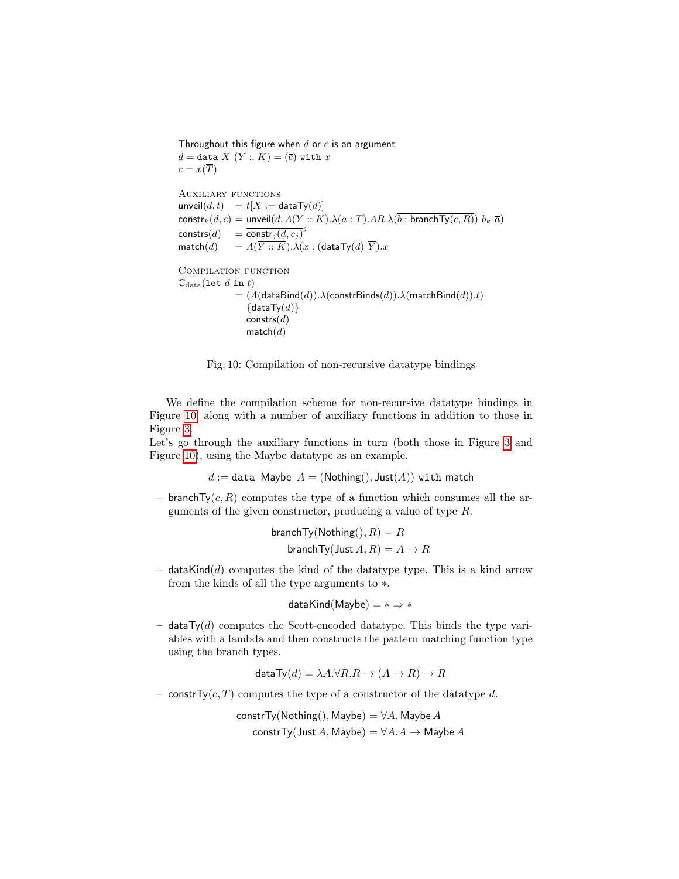Throughout this figure when $d$ or $c$ is an argument
$d = \texttt{data}\ X\ (\overline{Y :: K}) = (\overline{c})\ \texttt{with}\ x$
$c = x(\overline{T})$

Auxiliary functions

$$
\begin{aligned}
\mathsf{unveil}(d, t) &= t[X := \mathsf{dataTy}(d)] \\
\mathsf{constr}_k(d, c) &= \mathsf{unveil}(d, \Lambda(\overline{Y :: K}).\lambda(\overline{a : T}).\Lambda R.\lambda(\overline{b : \mathsf{branchTy}(c, \underline{R})})\ b_k\ \overline{a}) \\
\mathsf{constrs}(d) &= \overline{\mathsf{constr}_j(\underline{d}, c_j)}^j \\
\mathsf{match}(d) &= \Lambda(\overline{Y :: K}).\lambda(x : (\mathsf{dataTy}(d)\ \overline{Y}).x
\end{aligned}
$$

Compilation function

$$
\begin{aligned}
\mathbb{C}_{\text{data}}(\texttt{let}\ d\ \texttt{in}\ t) \\
&= (\Lambda(\mathsf{dataBind}(d)).\lambda(\mathsf{constrBinds}(d)).\lambda(\mathsf{matchBind}(d)).t) \\
&\quad \{\mathsf{dataTy}(d)\} \\
&\quad \mathsf{constrs}(d) \\
&\quad \mathsf{match}(d)
\end{aligned}
$$

Fig. 10: Compilation of non-recursive datatype bindings

We define the compilation scheme for non-recursive datatype bindings in Figure 10, along with a number of auxiliary functions in addition to those in Figure 3.
Let's go through the auxiliary functions in turn (both those in Figure 3 and Figure 10), using the Maybe datatype as an example.

$$d := \texttt{data}\ \mathsf{Maybe}\ A = (\mathsf{Nothing}(), \mathsf{Just}(A))\ \texttt{with}\ \mathsf{match}$$

- $\mathsf{branchTy}(c, R)$ computes the type of a function which consumes all the arguments of the given constructor, producing a value of type $R$.

$$\mathsf{branchTy}(\mathsf{Nothing}(), R) = R$$
$$\mathsf{branchTy}(\mathsf{Just}\,A, R) = A \rightarrow R$$

- $\mathsf{dataKind}(d)$ computes the kind of the datatype type. This is a kind arrow from the kinds of all the type arguments to $*$.

$$\mathsf{dataKind}(\mathsf{Maybe}) = * \Rightarrow *$$

- $\mathsf{dataTy}(d)$ computes the Scott-encoded datatype. This binds the type variables with a lambda and then constructs the pattern matching function type using the branch types.

$$\mathsf{dataTy}(d) = \lambda A.\forall R.R \rightarrow (A \rightarrow R) \rightarrow R$$

- $\mathsf{constrTy}(c, T)$ computes the type of a constructor of the datatype $d$.

$$\mathsf{constrTy}(\mathsf{Nothing}(), \mathsf{Maybe}) = \forall A.\,\mathsf{Maybe}\,A$$
$$\mathsf{constrTy}(\mathsf{Just}\,A, \mathsf{Maybe}) = \forall A.A \rightarrow \mathsf{Maybe}\,A$$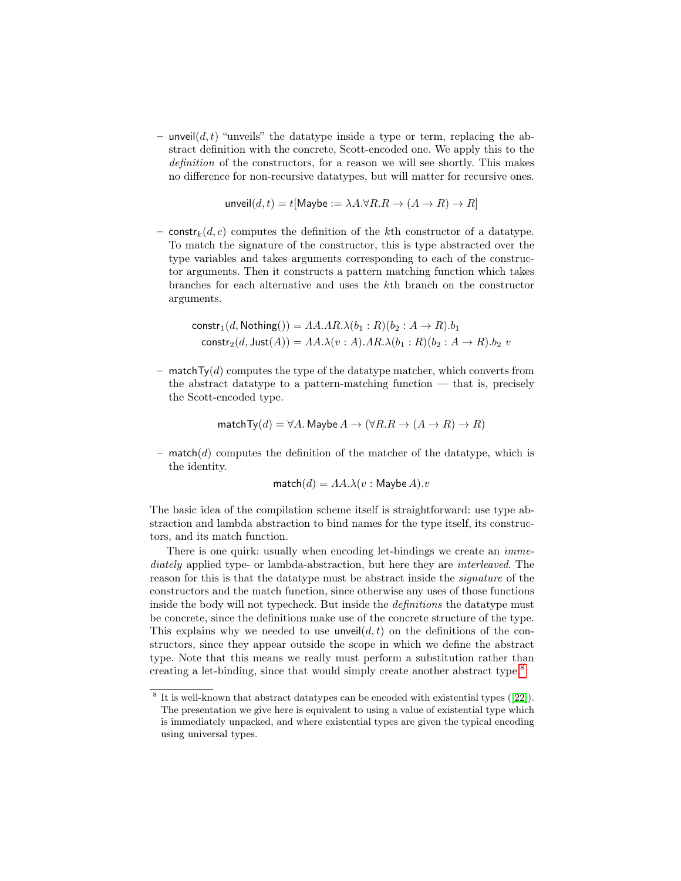- $\mathsf{unveil}(d, t)$ "unveils" the datatype inside a type or term, replacing the abstract definition with the concrete, Scott-encoded one. We apply this to the *definition* of the constructors, for a reason we will see shortly. This makes no difference for non-recursive datatypes, but will matter for recursive ones.

$$\mathsf{unveil}(d, t) = t[\mathsf{Maybe} := \lambda A.\forall R.R \to (A \to R) \to R]$$

- $\mathsf{constr}_k(d, c)$ computes the definition of the $k$th constructor of a datatype. To match the signature of the constructor, this is type abstracted over the type variables and takes arguments corresponding to each of the constructor arguments. Then it constructs a pattern matching function which takes branches for each alternative and uses the $k$th branch on the constructor arguments.

$$\begin{aligned}
\mathsf{constr}_1(d, \mathsf{Nothing}()) &= \Lambda A.\Lambda R.\lambda(b_1 : R)(b_2 : A \to R).b_1 \\
\mathsf{constr}_2(d, \mathsf{Just}(A)) &= \Lambda A.\lambda(v : A).\Lambda R.\lambda(b_1 : R)(b_2 : A \to R).b_2\ v
\end{aligned}$$

- $\mathsf{matchTy}(d)$ computes the type of the datatype matcher, which converts from the abstract datatype to a pattern-matching function — that is, precisely the Scott-encoded type.

$$\mathsf{matchTy}(d) = \forall A.\, \mathsf{Maybe}\, A \to (\forall R.R \to (A \to R) \to R)$$

- $\mathsf{match}(d)$ computes the definition of the matcher of the datatype, which is the identity.

$$\mathsf{match}(d) = \Lambda A.\lambda(v : \mathsf{Maybe}\, A).v$$

The basic idea of the compilation scheme itself is straightforward: use type abstraction and lambda abstraction to bind names for the type itself, its constructors, and its match function.

There is one quirk: usually when encoding let-bindings we create an *immediately* applied type- or lambda-abstraction, but here they are *interleaved*. The reason for this is that the datatype must be abstract inside the *signature* of the constructors and the match function, since otherwise any uses of those functions inside the body will not typecheck. But inside the *definitions* the datatype must be concrete, since the definitions make use of the concrete structure of the type. This explains why we needed to use $\mathsf{unveil}(d, t)$ on the definitions of the constructors, since they appear outside the scope in which we define the abstract type. Note that this means we really must perform a substitution rather than creating a let-binding, since that would simply create another abstract type.[8]

[8] It is well-known that abstract datatypes can be encoded with existential types ([22]). The presentation we give here is equivalent to using a value of existential type which is immediately unpacked, and where existential types are given the typical encoding using universal types.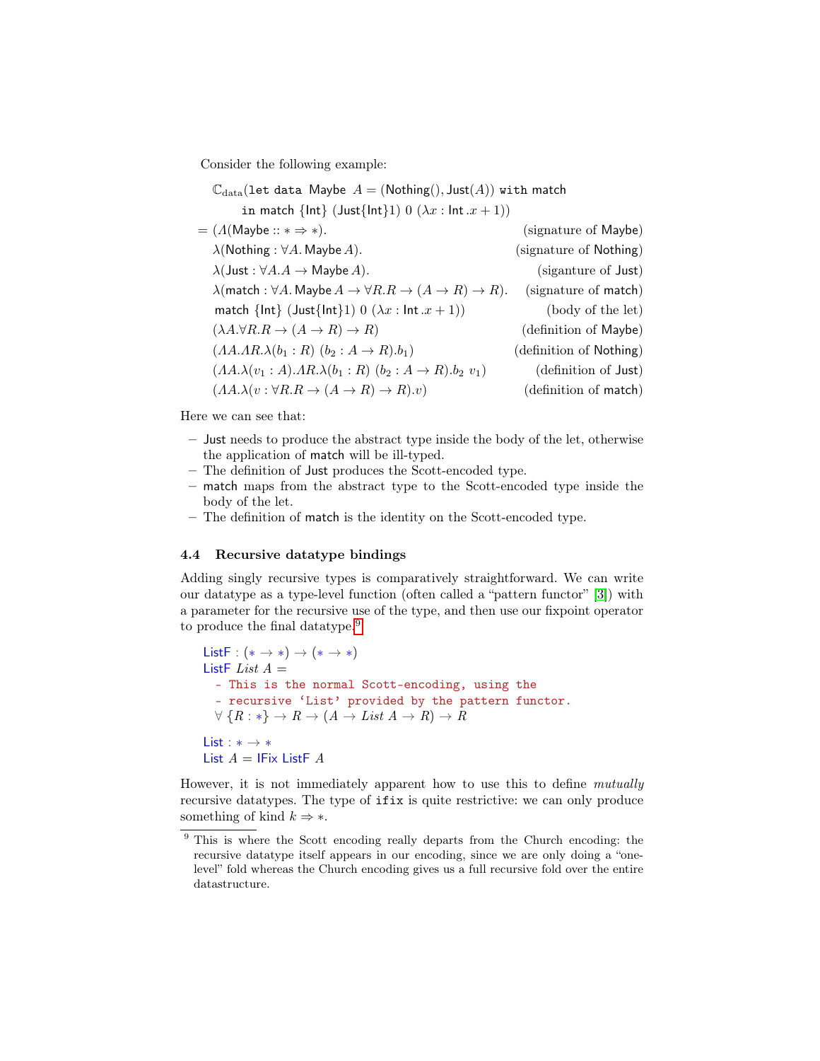Consider the following example:

$$
\begin{aligned}
&\mathbb{C}_{\text{data}}(\texttt{let data } \mathsf{Maybe}\ A = (\mathsf{Nothing}(), \mathsf{Just}(A))\ \texttt{with}\ \mathsf{match} \\
&\quad\quad \texttt{in}\ \mathsf{match}\ \{\mathsf{Int}\}\ (\mathsf{Just}\{\mathsf{Int}\}1)\ 0\ (\lambda x : \mathsf{Int}.x + 1)) \\
= &\ (\Lambda(\mathsf{Maybe} :: * \Rightarrow *). && \text{(signature of Maybe)} \\
&\ \lambda(\mathsf{Nothing} : \forall A.\, \mathsf{Maybe}\, A). && \text{(signature of Nothing)} \\
&\ \lambda(\mathsf{Just} : \forall A. A \to \mathsf{Maybe}\, A). && \text{(siganture of Just)} \\
&\ \lambda(\mathsf{match} : \forall A.\, \mathsf{Maybe}\, A \to \forall R. R \to (A \to R) \to R). && \text{(signature of match)} \\
&\ \mathsf{match}\ \{\mathsf{Int}\}\ (\mathsf{Just}\{\mathsf{Int}\}1)\ 0\ (\lambda x : \mathsf{Int}.x + 1)) && \text{(body of the let)} \\
&\ (\lambda A. \forall R. R \to (A \to R) \to R) && \text{(definition of Maybe)} \\
&\ (\Lambda A. \Lambda R. \lambda(b_1 : R)\ (b_2 : A \to R).b_1) && \text{(definition of Nothing)} \\
&\ (\Lambda A. \lambda(v_1 : A). \Lambda R. \lambda(b_1 : R)\ (b_2 : A \to R).b_2\ v_1) && \text{(definition of Just)} \\
&\ (\Lambda A. \lambda(v : \forall R. R \to (A \to R) \to R).v) && \text{(definition of match)}
\end{aligned}
$$

Here we can see that:

- Just needs to produce the abstract type inside the body of the let, otherwise the application of match will be ill-typed.
- The definition of Just produces the Scott-encoded type.
- match maps from the abstract type to the Scott-encoded type inside the body of the let.
- The definition of match is the identity on the Scott-encoded type.

### 4.4 Recursive datatype bindings

Adding singly recursive types is comparatively straightforward. We can write our datatype as a type-level function (often called a "pattern functor" [3]) with a parameter for the recursive use of the type, and then use our fixpoint operator to produce the final datatype.[9]

```
ListF : (* → *) → (* → *)
ListF List A =
  - This is the normal Scott-encoding, using the
  - recursive 'List' provided by the pattern functor.
  ∀ {R : *} → R → (A → List A → R) → R

List : * → *
List A = IFix ListF A
```

However, it is not immediately apparent how to use this to define *mutually* recursive datatypes. The type of `ifix` is quite restrictive: we can only produce something of kind $k \Rightarrow *$.

[9] This is where the Scott encoding really departs from the Church encoding: the recursive datatype itself appears in our encoding, since we are only doing a "one-level" fold whereas the Church encoding gives us a full recursive fold over the entire datastructure.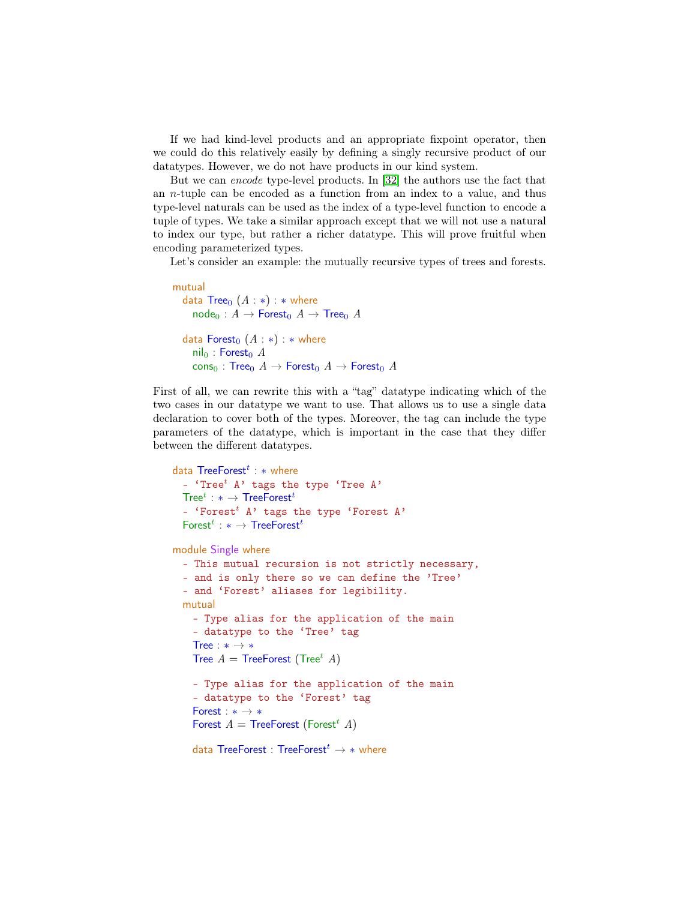If we had kind-level products and an appropriate fixpoint operator, then we could do this relatively easily by defining a singly recursive product of our datatypes. However, we do not have products in our kind system.

But we can *encode* type-level products. In [32] the authors use the fact that an $n$-tuple can be encoded as a function from an index to a value, and thus type-level naturals can be used as the index of a type-level function to encode a tuple of types. We take a similar approach except that we will not use a natural to index our type, but rather a richer datatype. This will prove fruitful when encoding parameterized types.

Let's consider an example: the mutually recursive types of trees and forests.

```
mutual
  data Tree₀ (A : *) : * where
    node₀ : A → Forest₀ A → Tree₀ A

  data Forest₀ (A : *) : * where
    nil₀ : Forest₀ A
    cons₀ : Tree₀ A → Forest₀ A → Forest₀ A
```

First of all, we can rewrite this with a "tag" datatype indicating which of the two cases in our datatype we want to use. That allows us to use a single data declaration to cover both of the types. Moreover, the tag can include the type parameters of the datatype, which is important in the case that they differ between the different datatypes.

```
data TreeForestᵗ : * where
  - 'Treeᵗ A' tags the type 'Tree A'
  Treeᵗ : * → TreeForestᵗ
  - 'Forestᵗ A' tags the type 'Forest A'
  Forestᵗ : * → TreeForestᵗ

module Single where
  - This mutual recursion is not strictly necessary,
  - and is only there so we can define the 'Tree'
  - and 'Forest' aliases for legibility.
  mutual
    - Type alias for the application of the main
    - datatype to the 'Tree' tag
    Tree : * → *
    Tree A = TreeForest (Treeᵗ A)

    - Type alias for the application of the main
    - datatype to the 'Forest' tag
    Forest : * → *
    Forest A = TreeForest (Forestᵗ A)

    data TreeForest : TreeForestᵗ → * where
```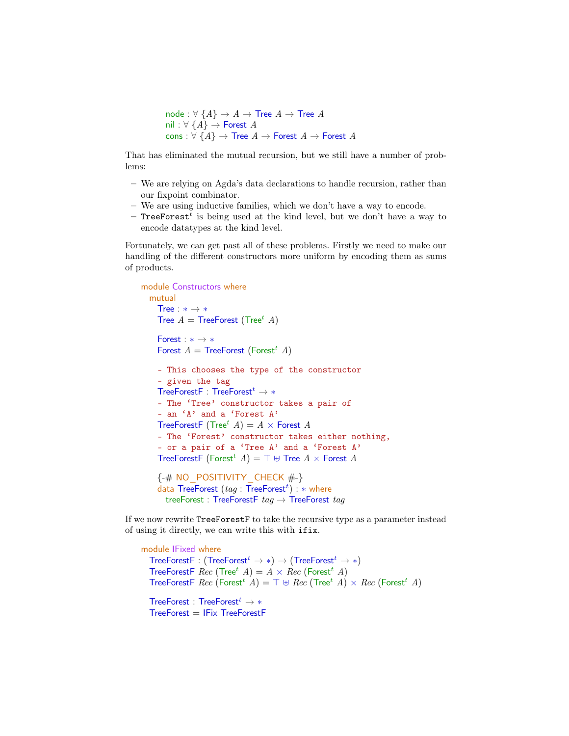```
node : ∀ {A} → A → Tree A → Tree A
nil : ∀ {A} → Forest A
cons : ∀ {A} → Tree A → Forest A → Forest A
```

That has eliminated the mutual recursion, but we still have a number of problems:

- We are relying on Agda's data declarations to handle recursion, rather than our fixpoint combinator.
- We are using inductive families, which we don't have a way to encode.
- $\texttt{TreeForest}^t$ is being used at the kind level, but we don't have a way to encode datatypes at the kind level.

Fortunately, we can get past all of these problems. Firstly we need to make our handling of the different constructors more uniform by encoding them as sums of products.

```
module Constructors where
  mutual
    Tree : ∗ → ∗
    Tree A = TreeForest (Treeᵗ A)

    Forest : ∗ → ∗
    Forest A = TreeForest (Forestᵗ A)

    - This chooses the type of the constructor
    - given the tag
    TreeForestF : TreeForestᵗ → ∗
    - The 'Tree' constructor takes a pair of
    - an 'A' and a 'Forest A'
    TreeForestF (Treeᵗ A) = A × Forest A
    - The 'Forest' constructor takes either nothing,
    - or a pair of a 'Tree A' and a 'Forest A'
    TreeForestF (Forestᵗ A) = ⊤ ⊎ Tree A × Forest A

    {-# NO_POSITIVITY_CHECK #-}
    data TreeForest (tag : TreeForestᵗ) : ∗ where
      treeForest : TreeForestF tag → TreeForest tag
```

If we now rewrite `TreeForestF` to take the recursive type as a parameter instead of using it directly, we can write this with `ifix`.

```
module IFixed where
  TreeForestF : (TreeForestᵗ → ∗) → (TreeForestᵗ → ∗)
  TreeForestF Rec (Treeᵗ A) = A × Rec (Forestᵗ A)
  TreeForestF Rec (Forestᵗ A) = ⊤ ⊎ Rec (Treeᵗ A) × Rec (Forestᵗ A)

  TreeForest : TreeForestᵗ → ∗
  TreeForest = IFix TreeForestF
```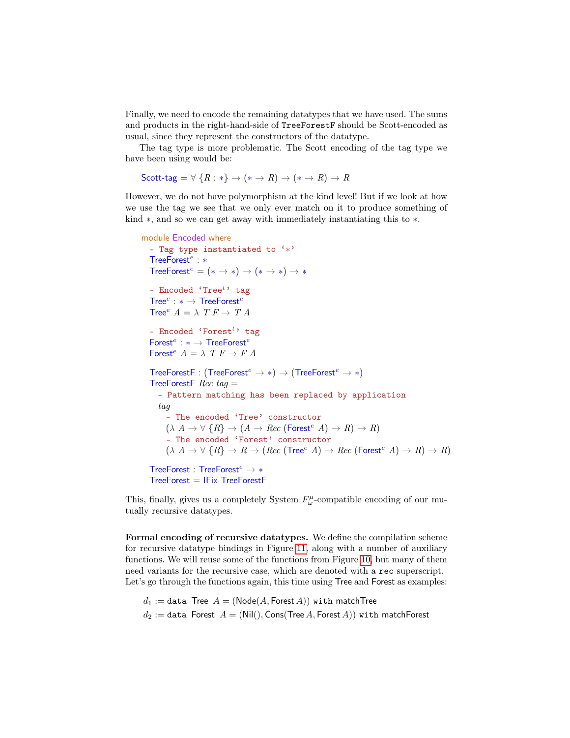Finally, we need to encode the remaining datatypes that we have used. The sums and products in the right-hand-side of `TreeForestF` should be Scott-encoded as usual, since they represent the constructors of the datatype.

The tag type is more problematic. The Scott encoding of the tag type we have been using would be:

$$\text{Scott-tag} = \forall \{R : *\} \rightarrow (* \rightarrow R) \rightarrow (* \rightarrow R) \rightarrow R$$

However, we do not have polymorphism at the kind level! But if we look at how we use the tag we see that we only ever match on it to produce something of kind $*$, and so we can get away with immediately instantiating this to $*$.

```
module Encoded where
  - Tag type instantiated to '*'
  TreeForest^e : *
  TreeForest^e = (* → *) → (* → *) → *

  - Encoded 'Tree^t' tag
  Tree^e : * → TreeForest^e
  Tree^e A = λ T F → T A

  - Encoded 'Forest^t' tag
  Forest^e : * → TreeForest^e
  Forest^e A = λ T F → F A

  TreeForestF : (TreeForest^e → *) → (TreeForest^e → *)
  TreeForestF Rec tag =
    - Pattern matching has been replaced by application
    tag
      - The encoded 'Tree' constructor
      (λ A → ∀ {R} → (A → Rec (Forest^e A) → R) → R)
      - The encoded 'Forest' constructor
      (λ A → ∀ {R} → R → (Rec (Tree^e A) → Rec (Forest^e A) → R) → R)

  TreeForest : TreeForest^e → *
  TreeForest = IFix TreeForestF
```

This, finally, gives us a completely System $F_\omega^\mu$-compatible encoding of our mutually recursive datatypes.

**Formal encoding of recursive datatypes.** We define the compilation scheme for recursive datatype bindings in Figure 11, along with a number of auxiliary functions. We will reuse some of the functions from Figure 10, but many of them need variants for the recursive case, which are denoted with a `rec` superscript. Let's go through the functions again, this time using Tree and Forest as examples:

$$d_1 := \texttt{data}\ \ \mathsf{Tree}\ \ A = (\mathsf{Node}(A, \mathsf{Forest}\, A))\ \texttt{with}\ \mathsf{matchTree}$$
$$d_2 := \texttt{data}\ \ \mathsf{Forest}\ \ A = (\mathsf{Nil}(), \mathsf{Cons}(\mathsf{Tree}\, A, \mathsf{Forest}\, A))\ \texttt{with}\ \mathsf{matchForest}$$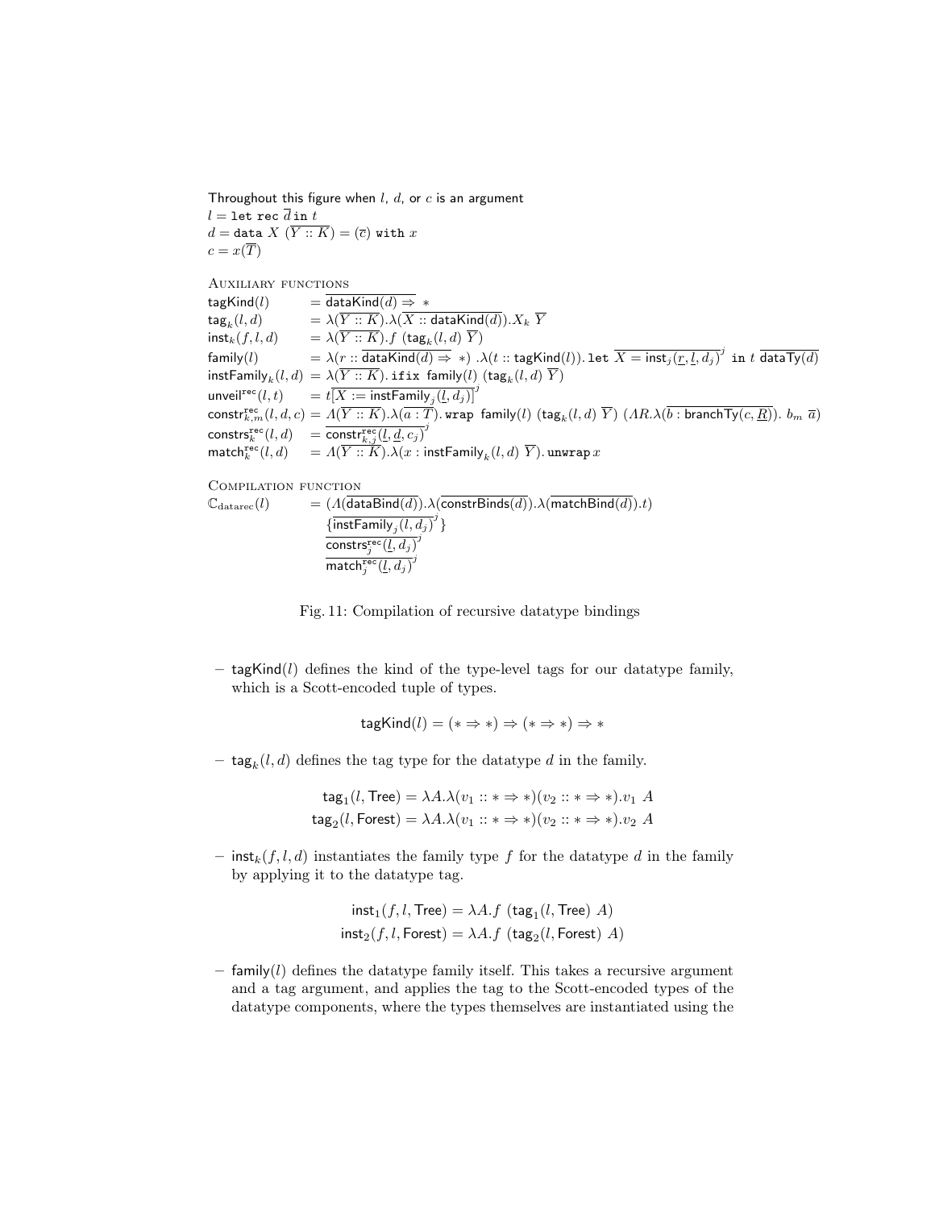Throughout this figure when $l$, $d$, or $c$ is an argument
$l = \texttt{let rec}\ \overline{d}\ \texttt{in}\ t$
$d = \texttt{data}\ X\ (\overline{Y :: K}) = (\overline{c})\ \texttt{with}\ x$
$c = x(\overline{T})$

Auxiliary functions

$$
\begin{aligned}
\mathsf{tagKind}(l) &= \overline{\mathsf{dataKind}(d) \Rightarrow}\ *\\
\mathsf{tag}_k(l,d) &= \lambda(\overline{Y :: K}).\lambda(\overline{X :: \mathsf{dataKind}(d)}).X_k\ \overline{Y}\\
\mathsf{inst}_k(f,l,d) &= \lambda(\overline{Y :: K}).f\ (\mathsf{tag}_k(l,d)\ \overline{Y})\\
\mathsf{family}(l) &= \lambda(r :: \overline{\mathsf{dataKind}(d) \Rightarrow}\ *)\ .\lambda(t :: \mathsf{tagKind}(l)).\ \texttt{let}\ \overline{X = \mathsf{inst}_j(\underline{r},\underline{l},d_j)}^j\ \texttt{in}\ t\ \overline{\mathsf{dataTy}(d)}\\
\mathsf{instFamily}_k(l,d) &= \lambda(\overline{Y :: K}).\ \texttt{ifix}\ \mathsf{family}(l)\ (\mathsf{tag}_k(l,d)\ \overline{Y})\\
\mathsf{unveil}^{\mathsf{rec}}(l,t) &= t\overline{[X := \mathsf{instFamily}_j(\underline{l},d_j)]}^j\\
\mathsf{constr}^{\mathsf{rec}}_{k,m}(l,d,c) &= \Lambda(\overline{Y :: K}).\lambda(\overline{a : T}).\ \texttt{wrap}\ \mathsf{family}(l)\ (\mathsf{tag}_k(l,d)\ \overline{Y})\ (\Lambda R.\lambda(\overline{b : \mathsf{branchTy}(c,\underline{R})}).\ b_m\ \overline{a})\\
\mathsf{constrs}^{\mathsf{rec}}_k(l,d) &= \overline{\mathsf{constr}^{\mathsf{rec}}_{k,j}(\underline{l},\underline{d},c_j)}^j\\
\mathsf{match}^{\mathsf{rec}}_k(l,d) &= \Lambda(\overline{Y :: K}).\lambda(x : \mathsf{instFamily}_k(l,d)\ \overline{Y}).\ \texttt{unwrap}\ x
\end{aligned}
$$

Compilation function

$$
\begin{aligned}
\mathbb{C}_{\text{datarec}}(l) = &\ (\Lambda(\overline{\mathsf{dataBind}(d)}).\lambda(\overline{\mathsf{constrBinds}(d)}).\lambda(\overline{\mathsf{matchBind}(d)}).t)\\
&\ \{\overline{\mathsf{instFamily}_j(\underline{l},d_j)}^j\}\\
&\ \overline{\mathsf{constrs}^{\mathsf{rec}}_j(\underline{l},d_j)}^j\\
&\ \overline{\mathsf{match}^{\mathsf{rec}}_j(\underline{l},d_j)}^j
\end{aligned}
$$

Fig. 11: Compilation of recursive datatype bindings

- $\mathsf{tagKind}(l)$ defines the kind of the type-level tags for our datatype family, which is a Scott-encoded tuple of types.

$$\mathsf{tagKind}(l) = (* \Rightarrow *) \Rightarrow (* \Rightarrow *) \Rightarrow *$$

- $\mathsf{tag}_k(l,d)$ defines the tag type for the datatype $d$ in the family.

$$
\begin{aligned}
\mathsf{tag}_1(l,\mathsf{Tree}) &= \lambda A.\lambda(v_1 :: * \Rightarrow *)(v_2 :: * \Rightarrow *).v_1\ A\\
\mathsf{tag}_2(l,\mathsf{Forest}) &= \lambda A.\lambda(v_1 :: * \Rightarrow *)(v_2 :: * \Rightarrow *).v_2\ A
\end{aligned}
$$

- $\mathsf{inst}_k(f,l,d)$ instantiates the family type $f$ for the datatype $d$ in the family by applying it to the datatype tag.

$$
\begin{aligned}
\mathsf{inst}_1(f,l,\mathsf{Tree}) &= \lambda A.f\ (\mathsf{tag}_1(l,\mathsf{Tree})\ A)\\
\mathsf{inst}_2(f,l,\mathsf{Forest}) &= \lambda A.f\ (\mathsf{tag}_2(l,\mathsf{Forest})\ A)
\end{aligned}
$$

- $\mathsf{family}(l)$ defines the datatype family itself. This takes a recursive argument and a tag argument, and applies the tag to the Scott-encoded types of the datatype components, where the types themselves are instantiated using the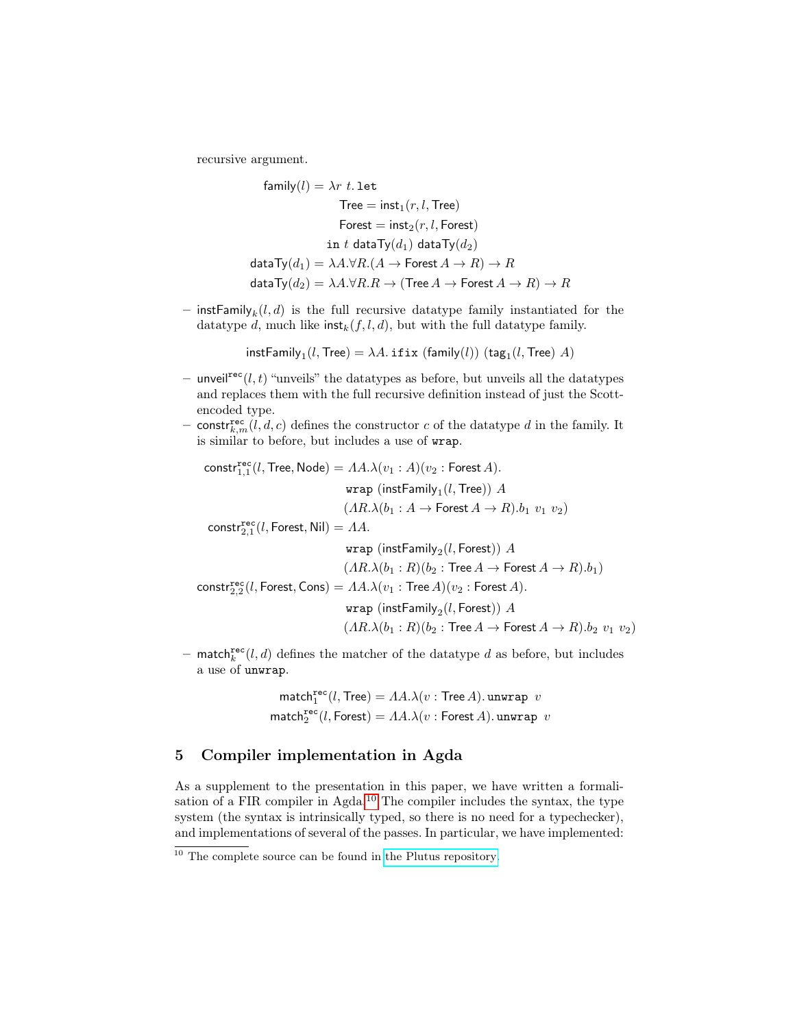recursive argument.

$$
\begin{aligned}
\mathsf{family}(l) &= \lambda r\ t.\,\mathtt{let} \\
&\qquad\qquad \mathsf{Tree} = \mathsf{inst}_1(r, l, \mathsf{Tree}) \\
&\qquad\qquad \mathsf{Forest} = \mathsf{inst}_2(r, l, \mathsf{Forest}) \\
&\qquad\quad \mathtt{in}\ t\ \mathsf{dataTy}(d_1)\ \mathsf{dataTy}(d_2) \\
\mathsf{dataTy}(d_1) &= \lambda A.\forall R.(A \to \mathsf{Forest}\ A \to R) \to R \\
\mathsf{dataTy}(d_2) &= \lambda A.\forall R.R \to (\mathsf{Tree}\ A \to \mathsf{Forest}\ A \to R) \to R
\end{aligned}
$$

– $\mathsf{instFamily}_k(l, d)$ is the full recursive datatype family instantiated for the datatype $d$, much like $\mathsf{inst}_k(f, l, d)$, but with the full datatype family.

$$
\mathsf{instFamily}_1(l, \mathsf{Tree}) = \lambda A.\,\mathtt{ifix}\ (\mathsf{family}(l))\ (\mathsf{tag}_1(l, \mathsf{Tree})\ A)
$$

– $\mathsf{unveil}^{\mathtt{rec}}(l, t)$ "unveils" the datatypes as before, but unveils all the datatypes and replaces them with the full recursive definition instead of just the Scott-encoded type.

– $\mathsf{constr}^{\mathtt{rec}}_{k,m}(l, d, c)$ defines the constructor $c$ of the datatype $d$ in the family. It is similar to before, but includes a use of `wrap`.

$$
\begin{aligned}
\mathsf{constr}^{\mathtt{rec}}_{1,1}(l, \mathsf{Tree}, \mathsf{Node}) &= \Lambda A.\lambda(v_1 : A)(v_2 : \mathsf{Forest}\ A). \\
&\qquad \mathtt{wrap}\ (\mathsf{instFamily}_1(l, \mathsf{Tree}))\ A \\
&\qquad (\Lambda R.\lambda(b_1 : A \to \mathsf{Forest}\ A \to R).b_1\ v_1\ v_2) \\
\mathsf{constr}^{\mathtt{rec}}_{2,1}(l, \mathsf{Forest}, \mathsf{Nil}) &= \Lambda A. \\
&\qquad \mathtt{wrap}\ (\mathsf{instFamily}_2(l, \mathsf{Forest}))\ A \\
&\qquad (\Lambda R.\lambda(b_1 : R)(b_2 : \mathsf{Tree}\ A \to \mathsf{Forest}\ A \to R).b_1) \\
\mathsf{constr}^{\mathtt{rec}}_{2,2}(l, \mathsf{Forest}, \mathsf{Cons}) &= \Lambda A.\lambda(v_1 : \mathsf{Tree}\ A)(v_2 : \mathsf{Forest}\ A). \\
&\qquad \mathtt{wrap}\ (\mathsf{instFamily}_2(l, \mathsf{Forest}))\ A \\
&\qquad (\Lambda R.\lambda(b_1 : R)(b_2 : \mathsf{Tree}\ A \to \mathsf{Forest}\ A \to R).b_2\ v_1\ v_2)
\end{aligned}
$$

– $\mathsf{match}^{\mathtt{rec}}_k(l, d)$ defines the matcher of the datatype $d$ as before, but includes a use of `unwrap`.

$$
\begin{aligned}
\mathsf{match}^{\mathtt{rec}}_1(l, \mathsf{Tree}) &= \Lambda A.\lambda(v : \mathsf{Tree}\ A).\,\mathtt{unwrap}\ v \\
\mathsf{match}^{\mathtt{rec}}_2(l, \mathsf{Forest}) &= \Lambda A.\lambda(v : \mathsf{Forest}\ A).\,\mathtt{unwrap}\ v
\end{aligned}
$$

## 5 Compiler implementation in Agda

As a supplement to the presentation in this paper, we have written a formalisation of a FIR compiler in Agda.[10] The compiler includes the syntax, the type system (the syntax is intrinsically typed, so there is no need for a typechecker), and implementations of several of the passes. In particular, we have implemented:

[10] The complete source can be found in the Plutus repository.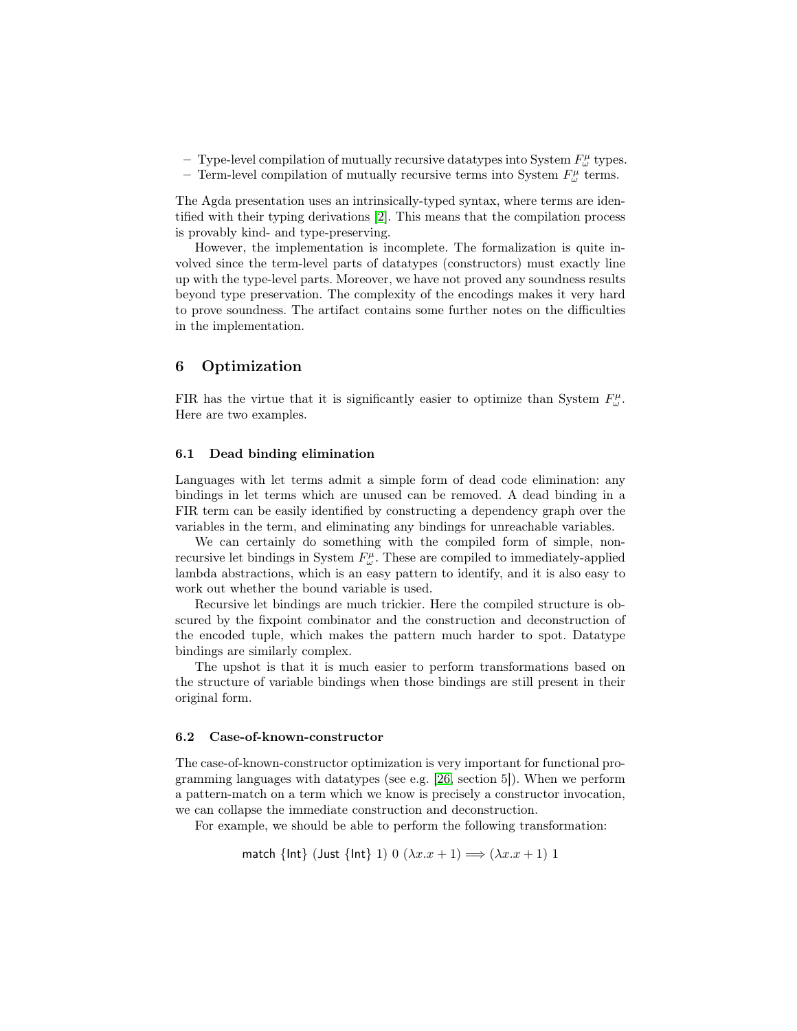- Type-level compilation of mutually recursive datatypes into System $F_\omega^\mu$ types.
- Term-level compilation of mutually recursive terms into System $F_\omega^\mu$ terms.

The Agda presentation uses an intrinsically-typed syntax, where terms are identified with their typing derivations [2]. This means that the compilation process is provably kind- and type-preserving.

However, the implementation is incomplete. The formalization is quite involved since the term-level parts of datatypes (constructors) must exactly line up with the type-level parts. Moreover, we have not proved any soundness results beyond type preservation. The complexity of the encodings makes it very hard to prove soundness. The artifact contains some further notes on the difficulties in the implementation.

## 6 Optimization

FIR has the virtue that it is significantly easier to optimize than System $F_\omega^\mu$. Here are two examples.

### 6.1 Dead binding elimination

Languages with let terms admit a simple form of dead code elimination: any bindings in let terms which are unused can be removed. A dead binding in a FIR term can be easily identified by constructing a dependency graph over the variables in the term, and eliminating any bindings for unreachable variables.

We can certainly do something with the compiled form of simple, non-recursive let bindings in System $F_\omega^\mu$. These are compiled to immediately-applied lambda abstractions, which is an easy pattern to identify, and it is also easy to work out whether the bound variable is used.

Recursive let bindings are much trickier. Here the compiled structure is obscured by the fixpoint combinator and the construction and deconstruction of the encoded tuple, which makes the pattern much harder to spot. Datatype bindings are similarly complex.

The upshot is that it is much easier to perform transformations based on the structure of variable bindings when those bindings are still present in their original form.

### 6.2 Case-of-known-constructor

The case-of-known-constructor optimization is very important for functional programming languages with datatypes (see e.g. [26, section 5]). When we perform a pattern-match on a term which we know is precisely a constructor invocation, we can collapse the immediate construction and deconstruction.

For example, we should be able to perform the following transformation:

$$\mathsf{match}\ \{\mathsf{Int}\}\ (\mathsf{Just}\ \{\mathsf{Int}\}\ 1)\ 0\ (\lambda x.x+1) \Longrightarrow (\lambda x.x+1)\ 1$$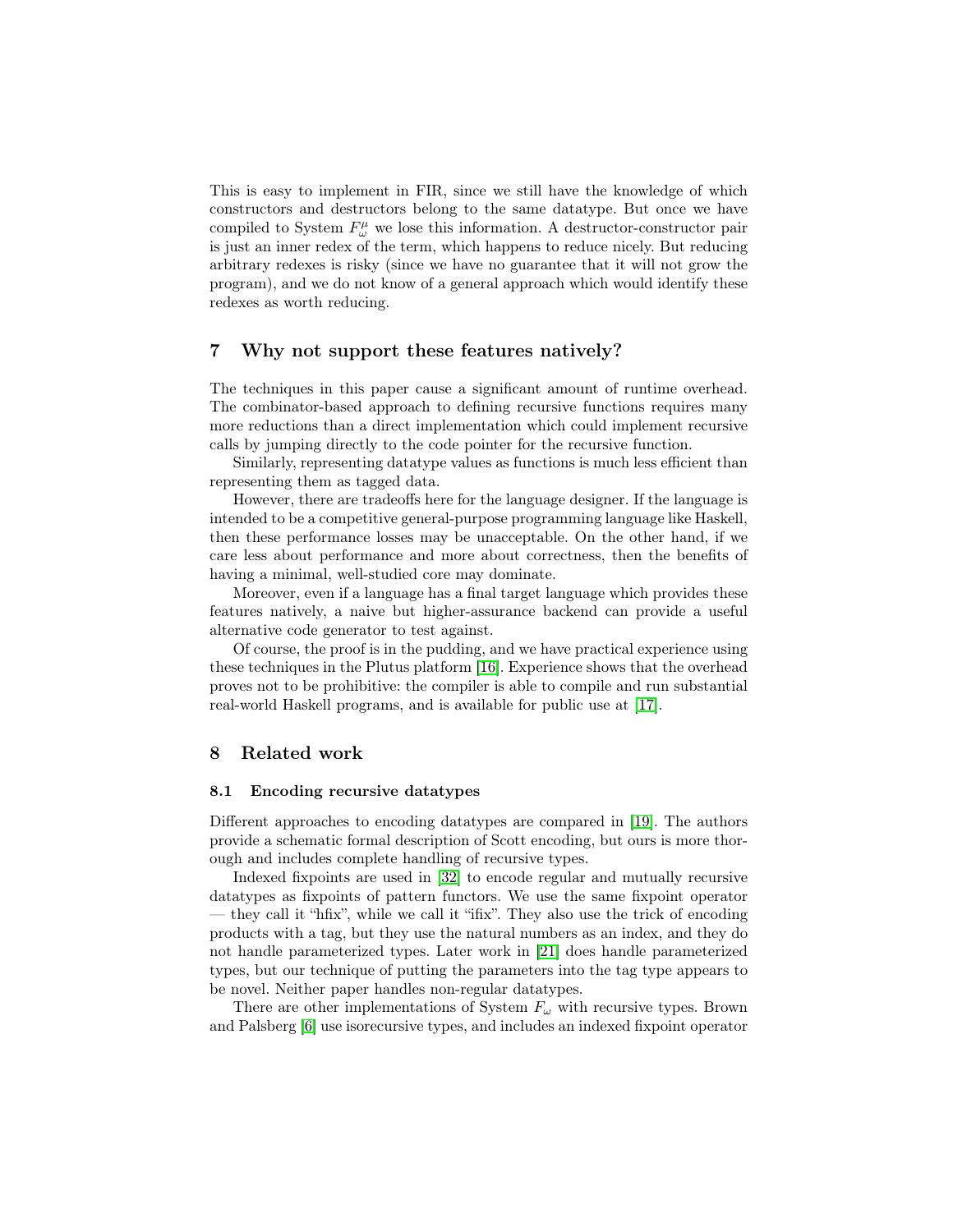This is easy to implement in FIR, since we still have the knowledge of which constructors and destructors belong to the same datatype. But once we have compiled to System $F_\omega^\mu$ we lose this information. A destructor-constructor pair is just an inner redex of the term, which happens to reduce nicely. But reducing arbitrary redexes is risky (since we have no guarantee that it will not grow the program), and we do not know of a general approach which would identify these redexes as worth reducing.

## 7 Why not support these features natively?

The techniques in this paper cause a significant amount of runtime overhead. The combinator-based approach to defining recursive functions requires many more reductions than a direct implementation which could implement recursive calls by jumping directly to the code pointer for the recursive function.

Similarly, representing datatype values as functions is much less efficient than representing them as tagged data.

However, there are tradeoffs here for the language designer. If the language is intended to be a competitive general-purpose programming language like Haskell, then these performance losses may be unacceptable. On the other hand, if we care less about performance and more about correctness, then the benefits of having a minimal, well-studied core may dominate.

Moreover, even if a language has a final target language which provides these features natively, a naive but higher-assurance backend can provide a useful alternative code generator to test against.

Of course, the proof is in the pudding, and we have practical experience using these techniques in the Plutus platform [16]. Experience shows that the overhead proves not to be prohibitive: the compiler is able to compile and run substantial real-world Haskell programs, and is available for public use at [17].

## 8 Related work

### 8.1 Encoding recursive datatypes

Different approaches to encoding datatypes are compared in [19]. The authors provide a schematic formal description of Scott encoding, but ours is more thorough and includes complete handling of recursive types.

Indexed fixpoints are used in [32] to encode regular and mutually recursive datatypes as fixpoints of pattern functors. We use the same fixpoint operator — they call it "hfix", while we call it "ifix". They also use the trick of encoding products with a tag, but they use the natural numbers as an index, and they do not handle parameterized types. Later work in [21] does handle parameterized types, but our technique of putting the parameters into the tag type appears to be novel. Neither paper handles non-regular datatypes.

There are other implementations of System $F_\omega$ with recursive types. Brown and Palsberg [6] use isorecursive types, and includes an indexed fixpoint operator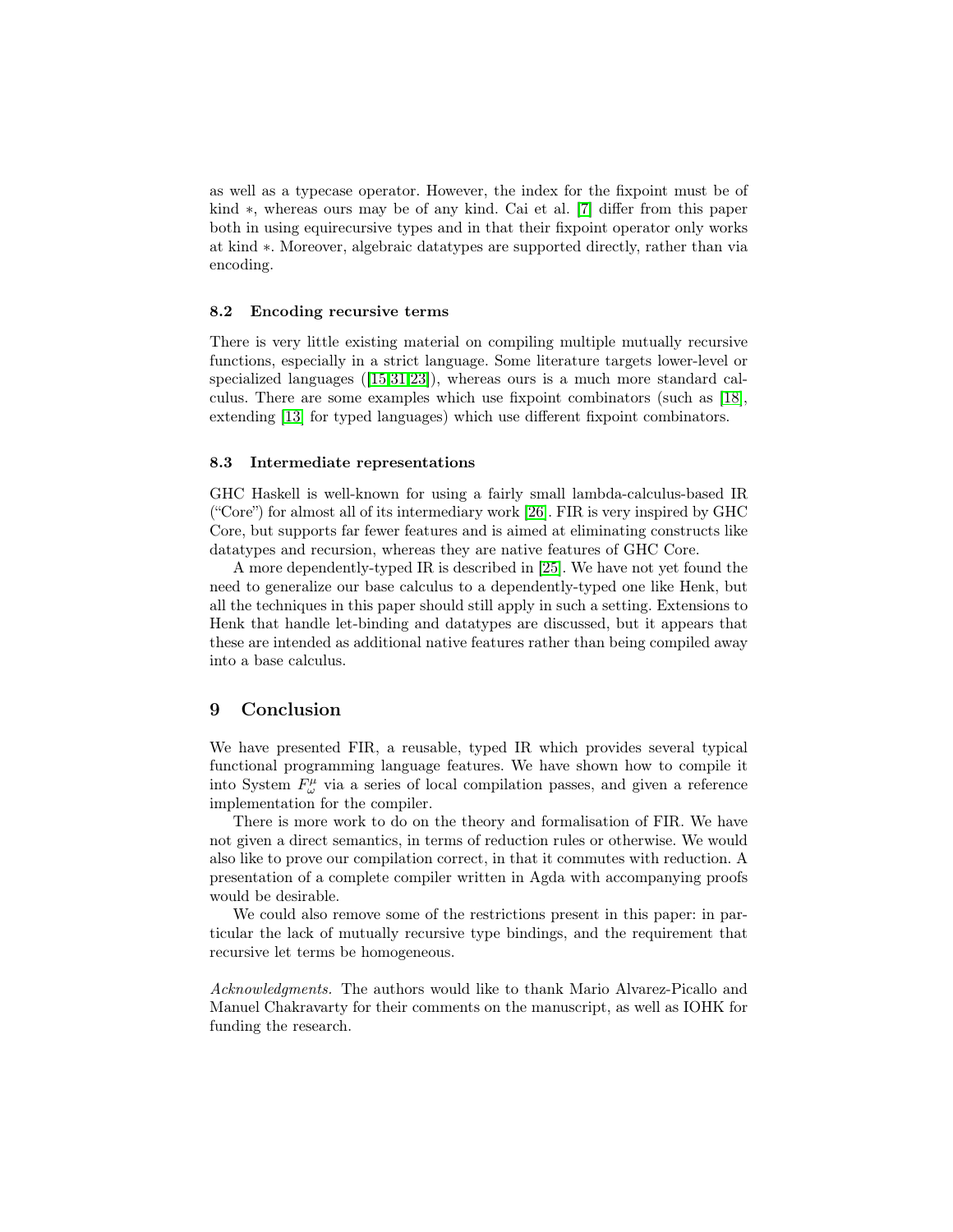as well as a typecase operator. However, the index for the fixpoint must be of kind $*$, whereas ours may be of any kind. Cai et al. [7] differ from this paper both in using equirecursive types and in that their fixpoint operator only works at kind $*$. Moreover, algebraic datatypes are supported directly, rather than via encoding.

### 8.2 Encoding recursive terms

There is very little existing material on compiling multiple mutually recursive functions, especially in a strict language. Some literature targets lower-level or specialized languages ([15,31,23]), whereas ours is a much more standard calculus. There are some examples which use fixpoint combinators (such as [18], extending [13] for typed languages) which use different fixpoint combinators.

### 8.3 Intermediate representations

GHC Haskell is well-known for using a fairly small lambda-calculus-based IR ("Core") for almost all of its intermediary work [26]. FIR is very inspired by GHC Core, but supports far fewer features and is aimed at eliminating constructs like datatypes and recursion, whereas they are native features of GHC Core.

A more dependently-typed IR is described in [25]. We have not yet found the need to generalize our base calculus to a dependently-typed one like Henk, but all the techniques in this paper should still apply in such a setting. Extensions to Henk that handle let-binding and datatypes are discussed, but it appears that these are intended as additional native features rather than being compiled away into a base calculus.

## 9 Conclusion

We have presented FIR, a reusable, typed IR which provides several typical functional programming language features. We have shown how to compile it into System $F_\omega^\mu$ via a series of local compilation passes, and given a reference implementation for the compiler.

There is more work to do on the theory and formalisation of FIR. We have not given a direct semantics, in terms of reduction rules or otherwise. We would also like to prove our compilation correct, in that it commutes with reduction. A presentation of a complete compiler written in Agda with accompanying proofs would be desirable.

We could also remove some of the restrictions present in this paper: in particular the lack of mutually recursive type bindings, and the requirement that recursive let terms be homogeneous.

*Acknowledgments.* The authors would like to thank Mario Alvarez-Picallo and Manuel Chakravarty for their comments on the manuscript, as well as IOHK for funding the research.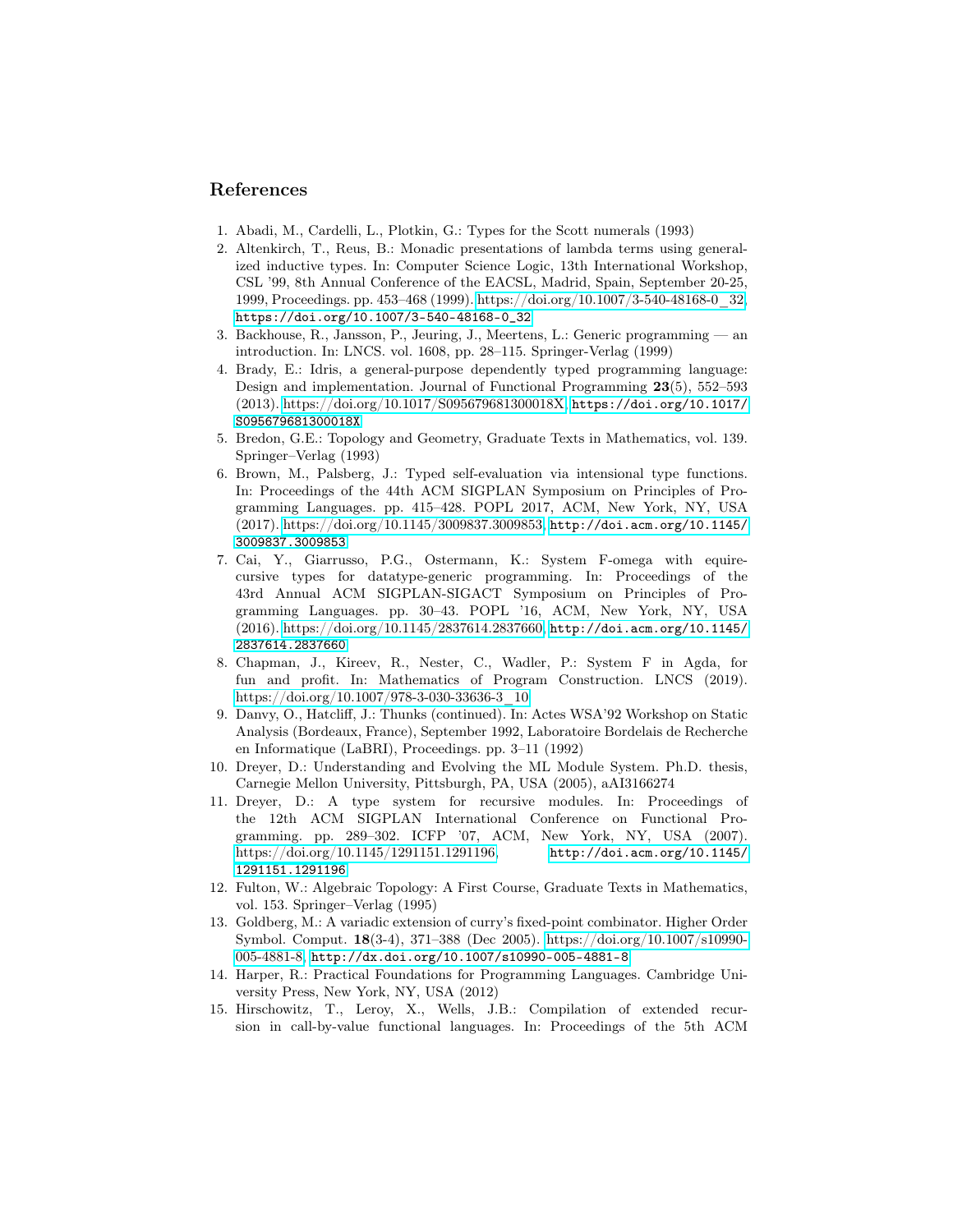## References

1. Abadi, M., Cardelli, L., Plotkin, G.: Types for the Scott numerals (1993)
2. Altenkirch, T., Reus, B.: Monadic presentations of lambda terms using generalized inductive types. In: Computer Science Logic, 13th International Workshop, CSL '99, 8th Annual Conference of the EACSL, Madrid, Spain, September 20-25, 1999, Proceedings. pp. 453–468 (1999). https://doi.org/10.1007/3-540-48168-0_32, `https://doi.org/10.1007/3-540-48168-0_32`
3. Backhouse, R., Jansson, P., Jeuring, J., Meertens, L.: Generic programming — an introduction. In: LNCS. vol. 1608, pp. 28–115. Springer-Verlag (1999)
4. Brady, E.: Idris, a general-purpose dependently typed programming language: Design and implementation. Journal of Functional Programming **23**(5), 552–593 (2013). https://doi.org/10.1017/S095679681300018X, `https://doi.org/10.1017/S095679681300018X`
5. Bredon, G.E.: Topology and Geometry, Graduate Texts in Mathematics, vol. 139. Springer–Verlag (1993)
6. Brown, M., Palsberg, J.: Typed self-evaluation via intensional type functions. In: Proceedings of the 44th ACM SIGPLAN Symposium on Principles of Programming Languages. pp. 415–428. POPL 2017, ACM, New York, NY, USA (2017). https://doi.org/10.1145/3009837.3009853, `http://doi.acm.org/10.1145/3009837.3009853`
7. Cai, Y., Giarrusso, P.G., Ostermann, K.: System F-omega with equirecursive types for datatype-generic programming. In: Proceedings of the 43rd Annual ACM SIGPLAN-SIGACT Symposium on Principles of Programming Languages. pp. 30–43. POPL '16, ACM, New York, NY, USA (2016). https://doi.org/10.1145/2837614.2837660, `http://doi.acm.org/10.1145/2837614.2837660`
8. Chapman, J., Kireev, R., Nester, C., Wadler, P.: System F in Agda, for fun and profit. In: Mathematics of Program Construction. LNCS (2019). https://doi.org/10.1007/978-3-030-33636-3_10
9. Danvy, O., Hatcliff, J.: Thunks (continued). In: Actes WSA'92 Workshop on Static Analysis (Bordeaux, France), September 1992, Laboratoire Bordelais de Recherche en Informatique (LaBRI), Proceedings. pp. 3–11 (1992)
10. Dreyer, D.: Understanding and Evolving the ML Module System. Ph.D. thesis, Carnegie Mellon University, Pittsburgh, PA, USA (2005), aAI3166274
11. Dreyer, D.: A type system for recursive modules. In: Proceedings of the 12th ACM SIGPLAN International Conference on Functional Programming. pp. 289–302. ICFP '07, ACM, New York, NY, USA (2007). https://doi.org/10.1145/1291151.1291196, `http://doi.acm.org/10.1145/1291151.1291196`
12. Fulton, W.: Algebraic Topology: A First Course, Graduate Texts in Mathematics, vol. 153. Springer–Verlag (1995)
13. Goldberg, M.: A variadic extension of curry's fixed-point combinator. Higher Order Symbol. Comput. **18**(3-4), 371–388 (Dec 2005). https://doi.org/10.1007/s10990-005-4881-8, `http://dx.doi.org/10.1007/s10990-005-4881-8`
14. Harper, R.: Practical Foundations for Programming Languages. Cambridge University Press, New York, NY, USA (2012)
15. Hirschowitz, T., Leroy, X., Wells, J.B.: Compilation of extended recursion in call-by-value functional languages. In: Proceedings of the 5th ACM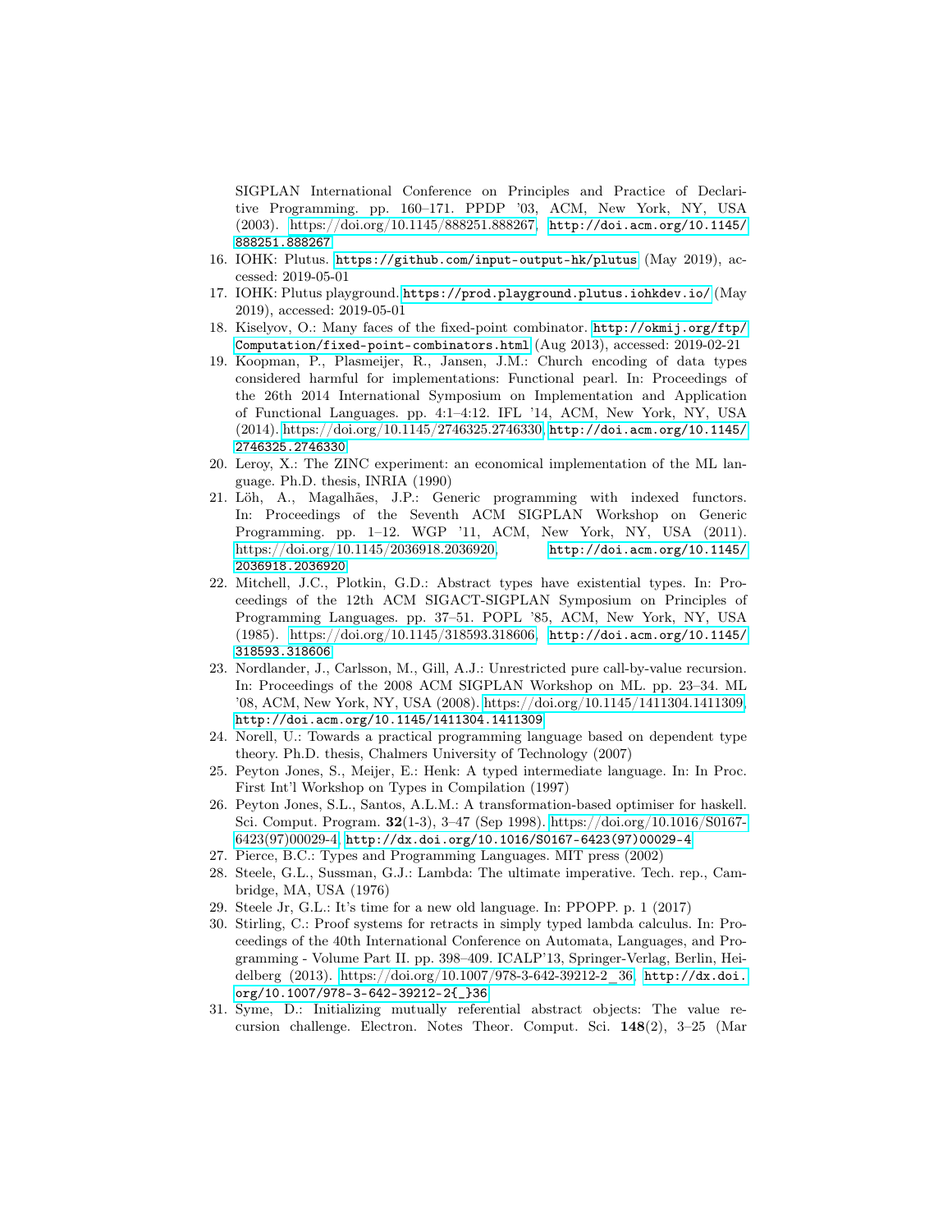SIGPLAN International Conference on Principles and Practice of Declarative Programming. pp. 160–171. PPDP '03, ACM, New York, NY, USA (2003). https://doi.org/10.1145/888251.888267, http://doi.acm.org/10.1145/888251.888267

16. IOHK: Plutus. https://github.com/input-output-hk/plutus (May 2019), accessed: 2019-05-01
17. IOHK: Plutus playground. https://prod.playground.plutus.iohkdev.io/ (May 2019), accessed: 2019-05-01
18. Kiselyov, O.: Many faces of the fixed-point combinator. http://okmij.org/ftp/Computation/fixed-point-combinators.html (Aug 2013), accessed: 2019-02-21
19. Koopman, P., Plasmeijer, R., Jansen, J.M.: Church encoding of data types considered harmful for implementations: Functional pearl. In: Proceedings of the 26th 2014 International Symposium on Implementation and Application of Functional Languages. pp. 4:1–4:12. IFL '14, ACM, New York, NY, USA (2014). https://doi.org/10.1145/2746325.2746330, http://doi.acm.org/10.1145/2746325.2746330
20. Leroy, X.: The ZINC experiment: an economical implementation of the ML language. Ph.D. thesis, INRIA (1990)
21. Löh, A., Magalhães, J.P.: Generic programming with indexed functors. In: Proceedings of the Seventh ACM SIGPLAN Workshop on Generic Programming. pp. 1–12. WGP '11, ACM, New York, NY, USA (2011). https://doi.org/10.1145/2036918.2036920, http://doi.acm.org/10.1145/2036918.2036920
22. Mitchell, J.C., Plotkin, G.D.: Abstract types have existential types. In: Proceedings of the 12th ACM SIGACT-SIGPLAN Symposium on Principles of Programming Languages. pp. 37–51. POPL '85, ACM, New York, NY, USA (1985). https://doi.org/10.1145/318593.318606, http://doi.acm.org/10.1145/318593.318606
23. Nordlander, J., Carlsson, M., Gill, A.J.: Unrestricted pure call-by-value recursion. In: Proceedings of the 2008 ACM SIGPLAN Workshop on ML. pp. 23–34. ML '08, ACM, New York, NY, USA (2008). https://doi.org/10.1145/1411304.1411309, http://doi.acm.org/10.1145/1411304.1411309
24. Norell, U.: Towards a practical programming language based on dependent type theory. Ph.D. thesis, Chalmers University of Technology (2007)
25. Peyton Jones, S., Meijer, E.: Henk: A typed intermediate language. In: In Proc. First Int'l Workshop on Types in Compilation (1997)
26. Peyton Jones, S.L., Santos, A.L.M.: A transformation-based optimiser for haskell. Sci. Comput. Program. **32**(1-3), 3–47 (Sep 1998). https://doi.org/10.1016/S0167-6423(97)00029-4, http://dx.doi.org/10.1016/S0167-6423(97)00029-4
27. Pierce, B.C.: Types and Programming Languages. MIT press (2002)
28. Steele, G.L., Sussman, G.J.: Lambda: The ultimate imperative. Tech. rep., Cambridge, MA, USA (1976)
29. Steele Jr, G.L.: It's time for a new old language. In: PPOPP. p. 1 (2017)
30. Stirling, C.: Proof systems for retracts in simply typed lambda calculus. In: Proceedings of the 40th International Conference on Automata, Languages, and Programming - Volume Part II. pp. 398–409. ICALP'13, Springer-Verlag, Berlin, Heidelberg (2013). https://doi.org/10.1007/978-3-642-39212-2_36, http://dx.doi.org/10.1007/978-3-642-39212-2{_}36
31. Syme, D.: Initializing mutually referential abstract objects: The value recursion challenge. Electron. Notes Theor. Comput. Sci. **148**(2), 3–25 (Mar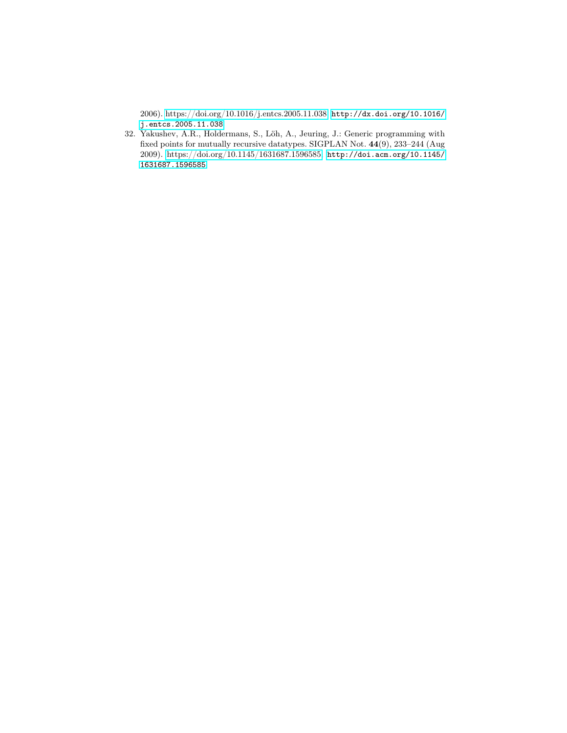2006). https://doi.org/10.1016/j.entcs.2005.11.038, http://dx.doi.org/10.1016/j.entcs.2005.11.038

32. Yakushev, A.R., Holdermans, S., Löh, A., Jeuring, J.: Generic programming with fixed points for mutually recursive datatypes. SIGPLAN Not. **44**(9), 233–244 (Aug 2009). https://doi.org/10.1145/1631687.1596585, http://doi.acm.org/10.1145/1631687.1596585